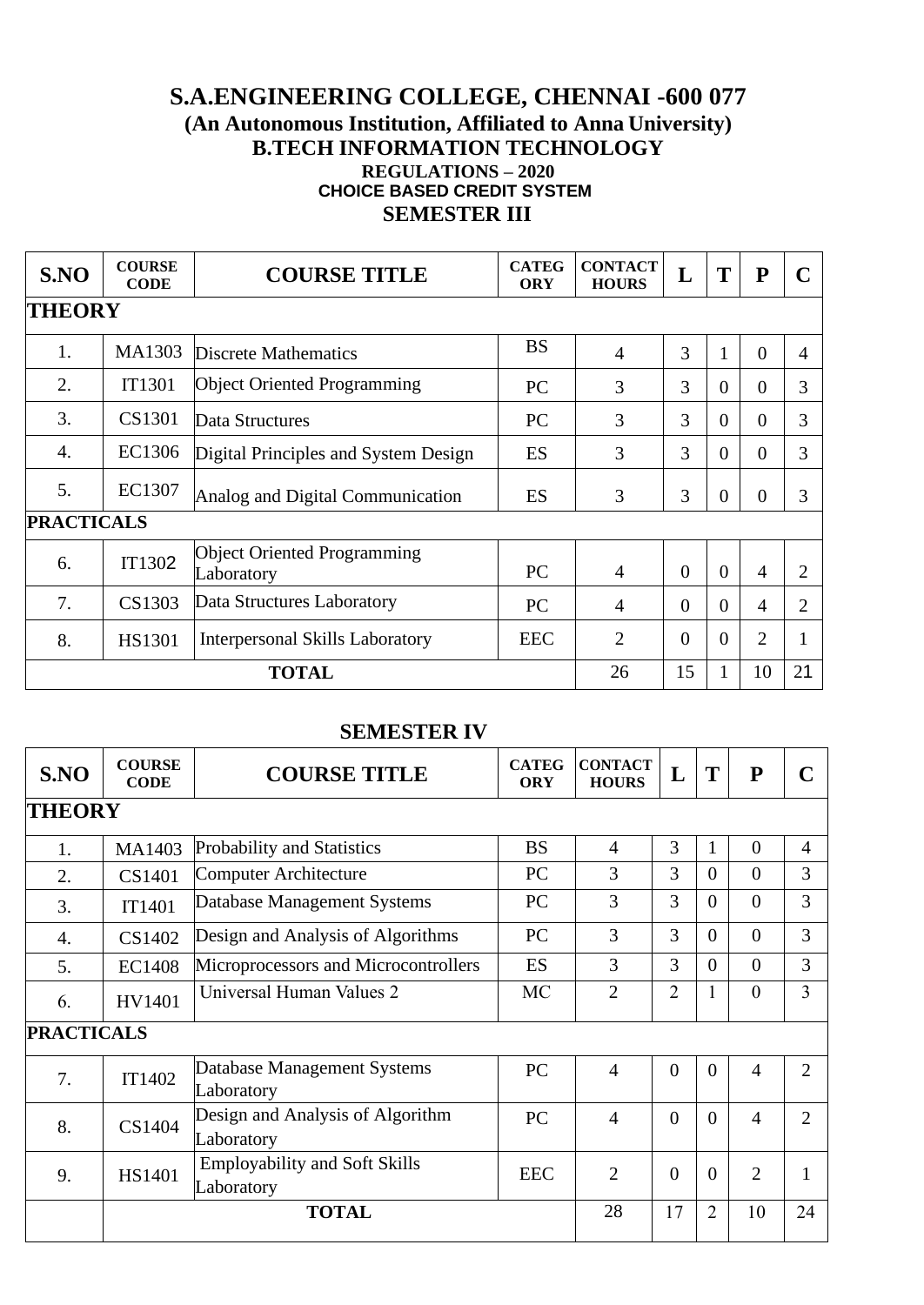# S.A.ENGINEERING COLLEGE, CHENNAI -600 077

## (An Autonomous Institution, Affiliated to Anna University)

## B.TECH INFORMATION TECHNOLOGY

### REGULATIONS – 2020

### CHOICE BASED CREDIT SYSTEM

## SEMESTER III

| S.NO | COURSE CODE | COURSE TITLE | CATEGORY | CONTACT HOURS | L | T | P | C |
|---|---|---|---|---|---|---|---|---|
| **THEORY** | | | | | | | | |
| 1. | MA1303 | Discrete Mathematics | BS | 4 | 3 | 1 | 0 | 4 |
| 2. | IT1301 | Object Oriented Programming | PC | 3 | 3 | 0 | 0 | 3 |
| 3. | CS1301 | Data Structures | PC | 3 | 3 | 0 | 0 | 3 |
| 4. | EC1306 | Digital Principles and System Design | ES | 3 | 3 | 0 | 0 | 3 |
| 5. | EC1307 | Analog and Digital Communication | ES | 3 | 3 | 0 | 0 | 3 |
| **PRACTICALS** | | | | | | | | |
| 6. | IT1302 | Object Oriented Programming Laboratory | PC | 4 | 0 | 0 | 4 | 2 |
| 7. | CS1303 | Data Structures Laboratory | PC | 4 | 0 | 0 | 4 | 2 |
| 8. | HS1301 | Interpersonal Skills Laboratory | EEC | 2 | 0 | 0 | 2 | 1 |
| | | **TOTAL** | | 26 | 15 | 1 | 10 | 21 |

## SEMESTER IV

| S.NO | COURSE CODE | COURSE TITLE | CATEGORY | CONTACT HOURS | L | T | P | C |
|---|---|---|---|---|---|---|---|---|
| **THEORY** | | | | | | | | |
| 1. | MA1403 | Probability and Statistics | BS | 4 | 3 | 1 | 0 | 4 |
| 2. | CS1401 | Computer Architecture | PC | 3 | 3 | 0 | 0 | 3 |
| 3. | IT1401 | Database Management Systems | PC | 3 | 3 | 0 | 0 | 3 |
| 4. | CS1402 | Design and Analysis of Algorithms | PC | 3 | 3 | 0 | 0 | 3 |
| 5. | EC1408 | Microprocessors and Microcontrollers | ES | 3 | 3 | 0 | 0 | 3 |
| 6. | HV1401 | Universal Human Values 2 | MC | 2 | 2 | 1 | 0 | 3 |
| **PRACTICALS** | | | | | | | | |
| 7. | IT1402 | Database Management Systems Laboratory | PC | 4 | 0 | 0 | 4 | 2 |
| 8. | CS1404 | Design and Analysis of Algorithm Laboratory | PC | 4 | 0 | 0 | 4 | 2 |
| 9. | HS1401 | Employability and Soft Skills Laboratory | EEC | 2 | 0 | 0 | 2 | 1 |
| | | **TOTAL** | | 28 | 17 | 2 | 10 | 24 |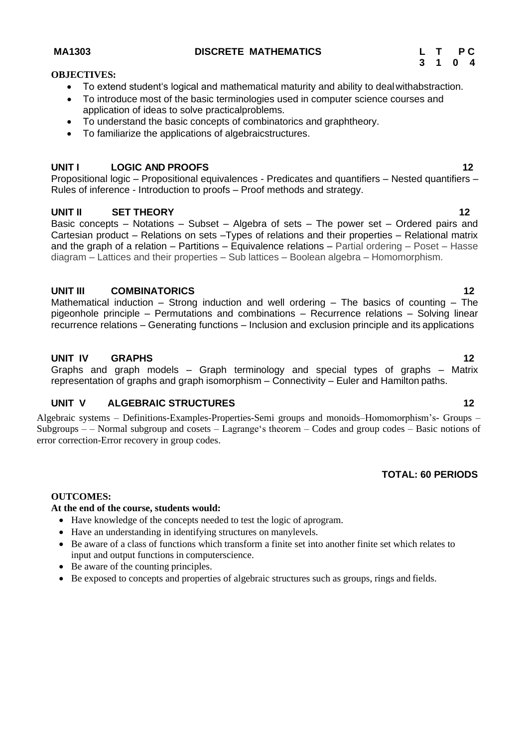**MA1303** **DISCRETE MATHEMATICS**

| L | T | P | C |
|---|---|---|---|
| 3 | 1 | 0 | 4 |

**OBJECTIVES:**

- To extend student's logical and mathematical maturity and ability to deal withabstraction.
- To introduce most of the basic terminologies used in computer science courses and application of ideas to solve practicalproblems.
- To understand the basic concepts of combinatorics and graphtheory.
- To familiarize the applications of algebraicstructures.

**UNIT I LOGIC AND PROOFS** **12**

Propositional logic – Propositional equivalences - Predicates and quantifiers – Nested quantifiers – Rules of inference - Introduction to proofs – Proof methods and strategy.

**UNIT II SET THEORY** **12**

Basic concepts – Notations – Subset – Algebra of sets – The power set – Ordered pairs and Cartesian product – Relations on sets –Types of relations and their properties – Relational matrix and the graph of a relation – Partitions – Equivalence relations – Partial ordering – Poset – Hasse diagram – Lattices and their properties – Sub lattices – Boolean algebra – Homomorphism.

**UNIT III COMBINATORICS** **12**

Mathematical induction – Strong induction and well ordering – The basics of counting – The pigeonhole principle – Permutations and combinations – Recurrence relations – Solving linear recurrence relations – Generating functions – Inclusion and exclusion principle and its applications

**UNIT IV GRAPHS** **12**

Graphs and graph models – Graph terminology and special types of graphs – Matrix representation of graphs and graph isomorphism – Connectivity – Euler and Hamilton paths.

**UNIT V ALGEBRAIC STRUCTURES** **12**

Algebraic systems – Definitions-Examples-Properties-Semi groups and monoids–Homomorphism's- Groups – Subgroups – – Normal subgroup and cosets – Lagrange's theorem – Codes and group codes – Basic notions of error correction-Error recovery in group codes.

**TOTAL: 60 PERIODS**

**OUTCOMES:**

**At the end of the course, students would:**

- Have knowledge of the concepts needed to test the logic of aprogram.
- Have an understanding in identifying structures on manylevels.
- Be aware of a class of functions which transform a finite set into another finite set which relates to input and output functions in computerscience.
- Be aware of the counting principles.
- Be exposed to concepts and properties of algebraic structures such as groups, rings and fields.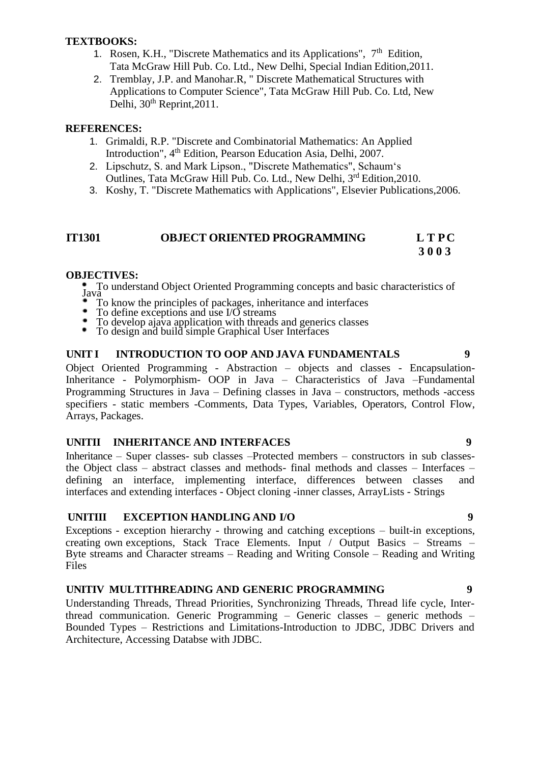**TEXTBOOKS:**

1. Rosen, K.H., "Discrete Mathematics and its Applications", 7th Edition, Tata McGraw Hill Pub. Co. Ltd., New Delhi, Special Indian Edition,2011.
2. Tremblay, J.P. and Manohar.R, " Discrete Mathematical Structures with Applications to Computer Science", Tata McGraw Hill Pub. Co. Ltd, New Delhi, 30th Reprint,2011.

**REFERENCES:**

1. Grimaldi, R.P. "Discrete and Combinatorial Mathematics: An Applied Introduction", 4th Edition, Pearson Education Asia, Delhi, 2007.
2. Lipschutz, S. and Mark Lipson., "Discrete Mathematics", Schaum's Outlines, Tata McGraw Hill Pub. Co. Ltd., New Delhi, 3rd Edition,2010.
3. Koshy, T. "Discrete Mathematics with Applications", Elsevier Publications,2006.

## IT1301 OBJECT ORIENTED PROGRAMMING

**L T P C**
**3 0 0 3**

**OBJECTIVES:**

- To understand Object Oriented Programming concepts and basic characteristics of Java
- To know the principles of packages, inheritance and interfaces
- To define exceptions and use I/O streams
- To develop ajava application with threads and generics classes
- To design and build simple Graphical User Interfaces

**UNIT I INTRODUCTION TO OOP AND JAVA FUNDAMENTALS 9**

Object Oriented Programming - Abstraction – objects and classes - Encapsulation- Inheritance - Polymorphism- OOP in Java – Characteristics of Java –Fundamental Programming Structures in Java – Defining classes in Java – constructors, methods -access specifiers - static members -Comments, Data Types, Variables, Operators, Control Flow, Arrays, Packages.

**UNITII INHERITANCE AND INTERFACES 9**

Inheritance – Super classes- sub classes –Protected members – constructors in sub classes- the Object class – abstract classes and methods- final methods and classes – Interfaces – defining an interface, implementing interface, differences between classes and interfaces and extending interfaces - Object cloning -inner classes, ArrayLists - Strings

**UNITIII EXCEPTION HANDLING AND I/O 9**

Exceptions - exception hierarchy - throwing and catching exceptions – built-in exceptions, creating own exceptions, Stack Trace Elements. Input / Output Basics – Streams – Byte streams and Character streams – Reading and Writing Console – Reading and Writing Files

**UNITIV MULTITHREADING AND GENERIC PROGRAMMING 9**

Understanding Threads, Thread Priorities, Synchronizing Threads, Thread life cycle, Inter-thread communication. Generic Programming – Generic classes – generic methods – Bounded Types – Restrictions and Limitations-Introduction to JDBC, JDBC Drivers and Architecture, Accessing Databse with JDBC.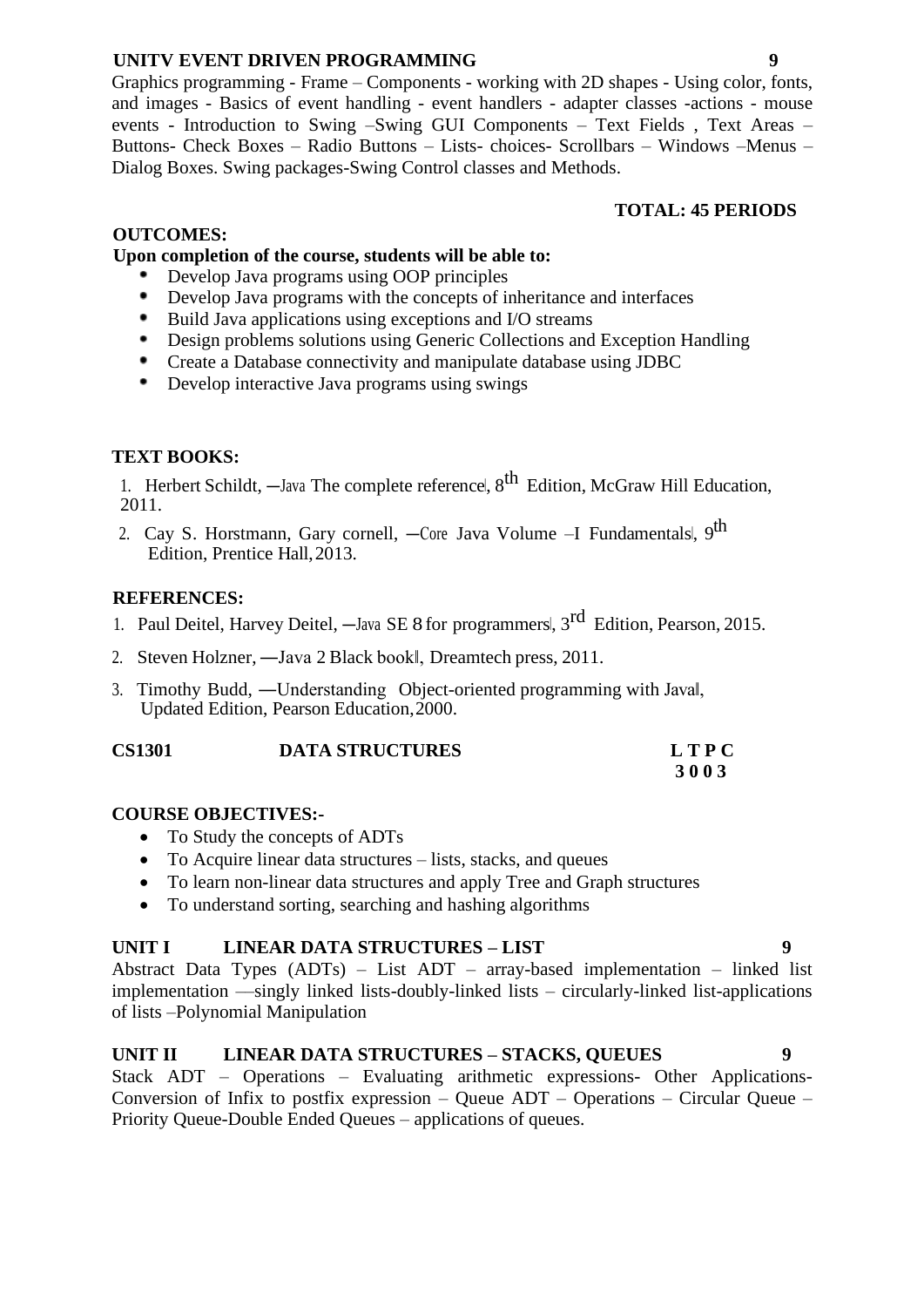**UNITV EVENT DRIVEN PROGRAMMING** **9**

Graphics programming - Frame – Components - working with 2D shapes - Using color, fonts, and images - Basics of event handling - event handlers - adapter classes -actions - mouse events - Introduction to Swing –Swing GUI Components – Text Fields , Text Areas – Buttons- Check Boxes – Radio Buttons – Lists- choices- Scrollbars – Windows –Menus – Dialog Boxes. Swing packages-Swing Control classes and Methods.

**TOTAL: 45 PERIODS**

**OUTCOMES:**

**Upon completion of the course, students will be able to:**

- Develop Java programs using OOP principles
- Develop Java programs with the concepts of inheritance and interfaces
- Build Java applications using exceptions and I/O streams
- Design problems solutions using Generic Collections and Exception Handling
- Create a Database connectivity and manipulate database using JDBC
- Develop interactive Java programs using swings

**TEXT BOOKS:**

1. Herbert Schildt, ―Java The complete reference‖, 8th Edition, McGraw Hill Education, 2011.
2. Cay S. Horstmann, Gary cornell, ―Core Java Volume –I Fundamentals‖, 9th Edition, Prentice Hall, 2013.

**REFERENCES:**

1. Paul Deitel, Harvey Deitel, ―Java SE 8 for programmers‖, 3rd Edition, Pearson, 2015.
2. Steven Holzner, ―Java 2 Black book‖, Dreamtech press, 2011.
3. Timothy Budd, ―Understanding Object-oriented programming with Java‖, Updated Edition, Pearson Education, 2000.

**CS1301** **DATA STRUCTURES** **L T P C**
**3 0 0 3**

**COURSE OBJECTIVES:-**

- To Study the concepts of ADTs
- To Acquire linear data structures – lists, stacks, and queues
- To learn non-linear data structures and apply Tree and Graph structures
- To understand sorting, searching and hashing algorithms

**UNIT I LINEAR DATA STRUCTURES – LIST** **9**

Abstract Data Types (ADTs) – List ADT – array-based implementation – linked list implementation —singly linked lists-doubly-linked lists – circularly-linked list-applications of lists –Polynomial Manipulation

**UNIT II LINEAR DATA STRUCTURES – STACKS, QUEUES** **9**

Stack ADT – Operations – Evaluating arithmetic expressions- Other Applications- Conversion of Infix to postfix expression – Queue ADT – Operations – Circular Queue – Priority Queue-Double Ended Queues – applications of queues.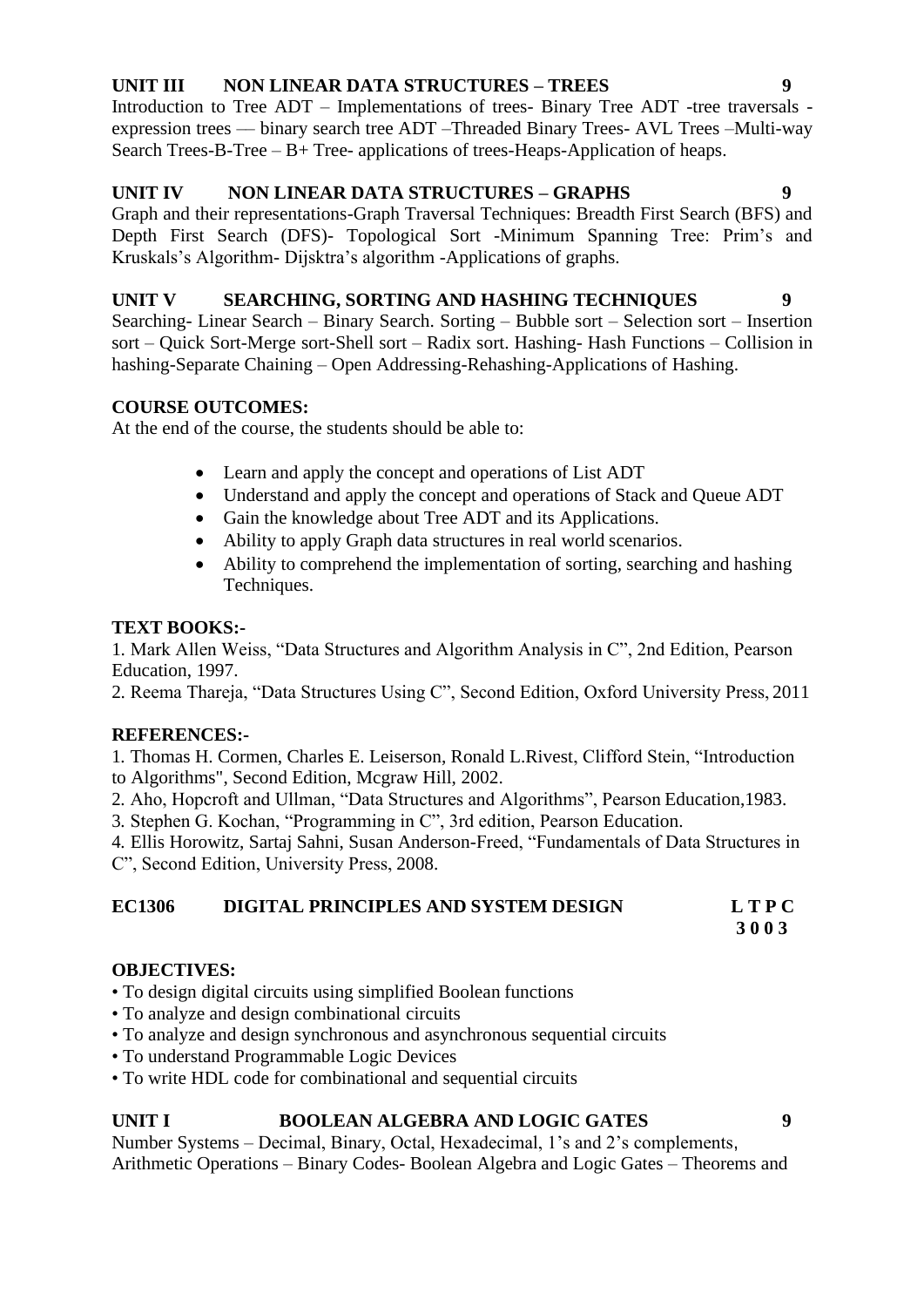**UNIT III NON LINEAR DATA STRUCTURES – TREES 9**

Introduction to Tree ADT – Implementations of trees- Binary Tree ADT -tree traversals - expression trees — binary search tree ADT –Threaded Binary Trees- AVL Trees –Multi-way Search Trees-B-Tree – B+ Tree- applications of trees-Heaps-Application of heaps.

**UNIT IV NON LINEAR DATA STRUCTURES – GRAPHS 9**

Graph and their representations-Graph Traversal Techniques: Breadth First Search (BFS) and Depth First Search (DFS)- Topological Sort -Minimum Spanning Tree: Prim's and Kruskals's Algorithm- Dijsktra's algorithm -Applications of graphs.

**UNIT V SEARCHING, SORTING AND HASHING TECHNIQUES 9**

Searching- Linear Search – Binary Search. Sorting – Bubble sort – Selection sort – Insertion sort – Quick Sort-Merge sort-Shell sort – Radix sort. Hashing- Hash Functions – Collision in hashing-Separate Chaining – Open Addressing-Rehashing-Applications of Hashing.

**COURSE OUTCOMES:**

At the end of the course, the students should be able to:

- Learn and apply the concept and operations of List ADT
- Understand and apply the concept and operations of Stack and Queue ADT
- Gain the knowledge about Tree ADT and its Applications.
- Ability to apply Graph data structures in real world scenarios.
- Ability to comprehend the implementation of sorting, searching and hashing Techniques.

**TEXT BOOKS:-**

1. Mark Allen Weiss, "Data Structures and Algorithm Analysis in C", 2nd Edition, Pearson Education, 1997.
2. Reema Thareja, "Data Structures Using C", Second Edition, Oxford University Press, 2011

**REFERENCES:-**

1. Thomas H. Cormen, Charles E. Leiserson, Ronald L.Rivest, Clifford Stein, "Introduction to Algorithms", Second Edition, Mcgraw Hill, 2002.
2. Aho, Hopcroft and Ullman, "Data Structures and Algorithms", Pearson Education,1983.
3. Stephen G. Kochan, "Programming in C", 3rd edition, Pearson Education.
4. Ellis Horowitz, Sartaj Sahni, Susan Anderson-Freed, "Fundamentals of Data Structures in C", Second Edition, University Press, 2008.

**EC1306 DIGITAL PRINCIPLES AND SYSTEM DESIGN**

| L | T | P | C |
|---|---|---|---|
| 3 | 0 | 0 | 3 |

**OBJECTIVES:**

- To design digital circuits using simplified Boolean functions
- To analyze and design combinational circuits
- To analyze and design synchronous and asynchronous sequential circuits
- To understand Programmable Logic Devices
- To write HDL code for combinational and sequential circuits

**UNIT I BOOLEAN ALGEBRA AND LOGIC GATES 9**

Number Systems – Decimal, Binary, Octal, Hexadecimal, 1's and 2's complements, Arithmetic Operations – Binary Codes- Boolean Algebra and Logic Gates – Theorems and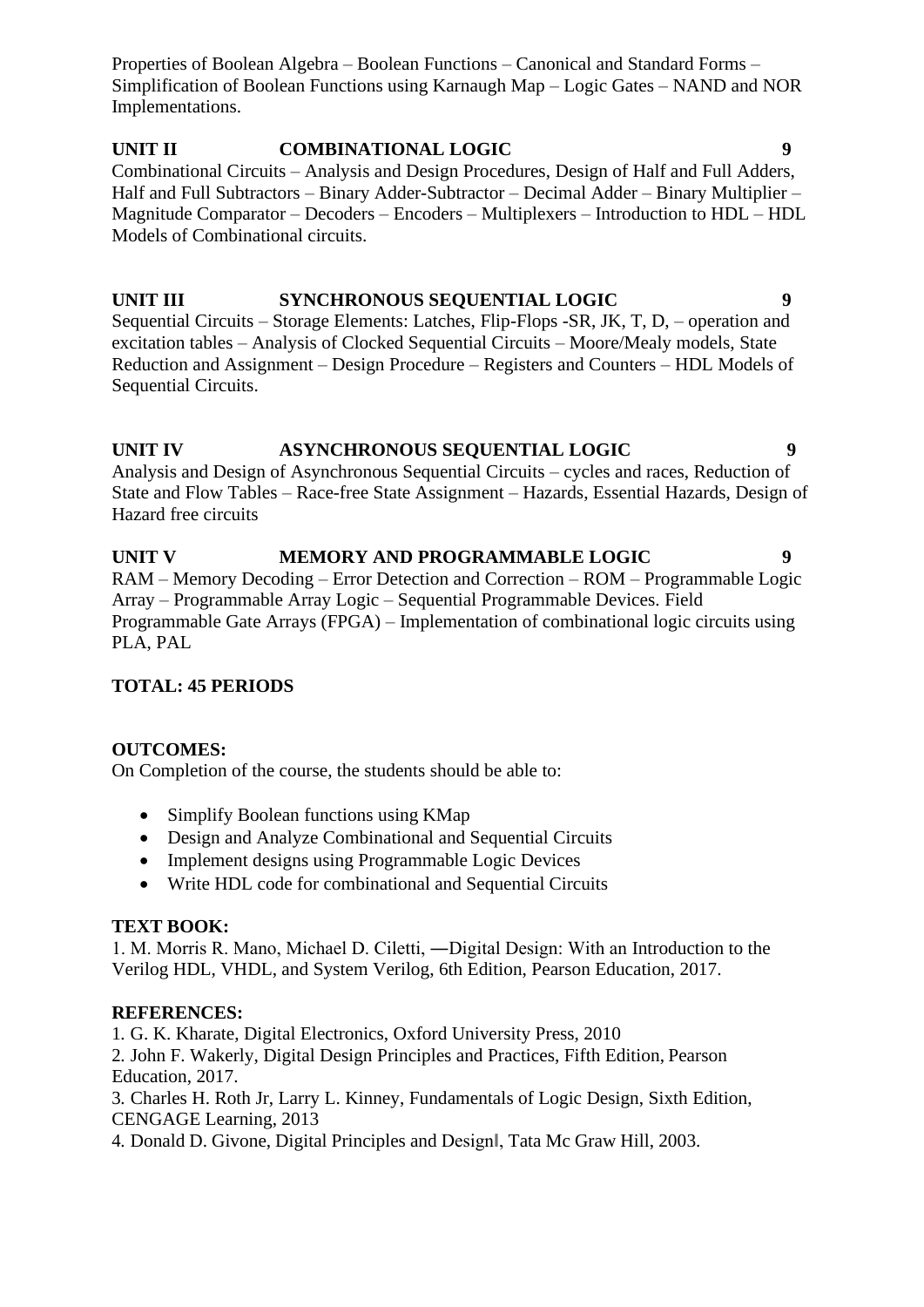Properties of Boolean Algebra – Boolean Functions – Canonical and Standard Forms – Simplification of Boolean Functions using Karnaugh Map – Logic Gates – NAND and NOR Implementations.

**UNIT II COMBINATIONAL LOGIC 9**

Combinational Circuits – Analysis and Design Procedures, Design of Half and Full Adders, Half and Full Subtractors – Binary Adder-Subtractor – Decimal Adder – Binary Multiplier – Magnitude Comparator – Decoders – Encoders – Multiplexers – Introduction to HDL – HDL Models of Combinational circuits.

**UNIT III SYNCHRONOUS SEQUENTIAL LOGIC 9**

Sequential Circuits – Storage Elements: Latches, Flip-Flops -SR, JK, T, D, – operation and excitation tables – Analysis of Clocked Sequential Circuits – Moore/Mealy models, State Reduction and Assignment – Design Procedure – Registers and Counters – HDL Models of Sequential Circuits.

**UNIT IV ASYNCHRONOUS SEQUENTIAL LOGIC 9**

Analysis and Design of Asynchronous Sequential Circuits – cycles and races, Reduction of State and Flow Tables – Race-free State Assignment – Hazards, Essential Hazards, Design of Hazard free circuits

**UNIT V MEMORY AND PROGRAMMABLE LOGIC 9**

RAM – Memory Decoding – Error Detection and Correction – ROM – Programmable Logic Array – Programmable Array Logic – Sequential Programmable Devices. Field Programmable Gate Arrays (FPGA) – Implementation of combinational logic circuits using PLA, PAL

**TOTAL: 45 PERIODS**

**OUTCOMES:**

On Completion of the course, the students should be able to:

- Simplify Boolean functions using KMap
- Design and Analyze Combinational and Sequential Circuits
- Implement designs using Programmable Logic Devices
- Write HDL code for combinational and Sequential Circuits

**TEXT BOOK:**

1. M. Morris R. Mano, Michael D. Ciletti, ―Digital Design: With an Introduction to the Verilog HDL, VHDL, and System Verilog, 6th Edition, Pearson Education, 2017.

**REFERENCES:**

1. G. K. Kharate, Digital Electronics, Oxford University Press, 2010
2. John F. Wakerly, Digital Design Principles and Practices, Fifth Edition, Pearson Education, 2017.
3. Charles H. Roth Jr, Larry L. Kinney, Fundamentals of Logic Design, Sixth Edition, CENGAGE Learning, 2013
4. Donald D. Givone, Digital Principles and Design‖, Tata Mc Graw Hill, 2003.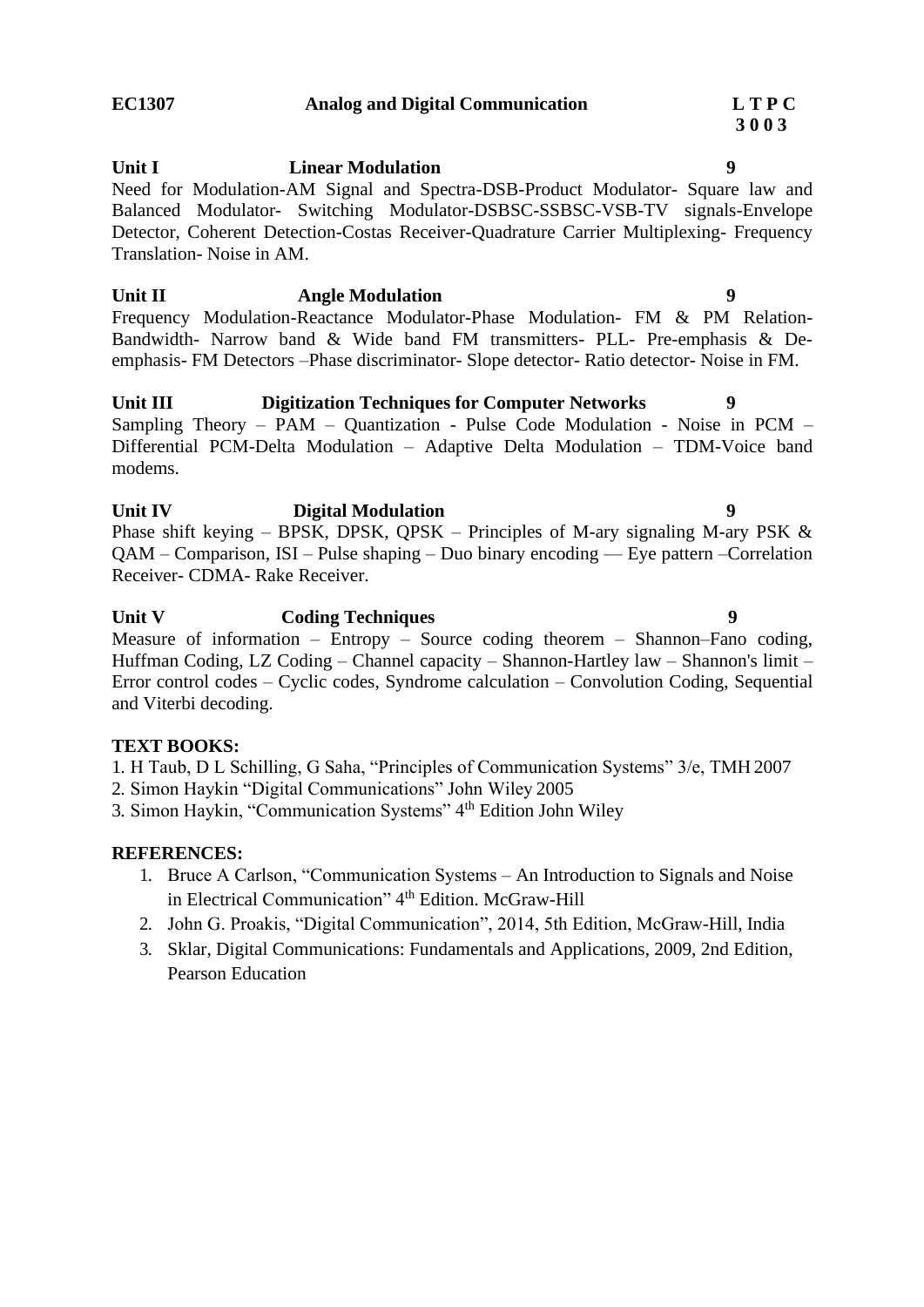**EC1307 Analog and Digital Communication L T P C**
**3 0 0 3**

**Unit I Linear Modulation 9**

Need for Modulation-AM Signal and Spectra-DSB-Product Modulator- Square law and Balanced Modulator- Switching Modulator-DSBSC-SSBSC-VSB-TV signals-Envelope Detector, Coherent Detection-Costas Receiver-Quadrature Carrier Multiplexing- Frequency Translation- Noise in AM.

**Unit II Angle Modulation 9**

Frequency Modulation-Reactance Modulator-Phase Modulation- FM & PM Relation- Bandwidth- Narrow band & Wide band FM transmitters- PLL- Pre-emphasis & De-emphasis- FM Detectors –Phase discriminator- Slope detector- Ratio detector- Noise in FM.

**Unit III Digitization Techniques for Computer Networks 9**

Sampling Theory – PAM – Quantization - Pulse Code Modulation - Noise in PCM – Differential PCM-Delta Modulation – Adaptive Delta Modulation – TDM-Voice band modems.

**Unit IV Digital Modulation 9**

Phase shift keying – BPSK, DPSK, QPSK – Principles of M-ary signaling M-ary PSK & QAM – Comparison, ISI – Pulse shaping – Duo binary encoding –– Eye pattern –Correlation Receiver- CDMA- Rake Receiver.

**Unit V Coding Techniques 9**

Measure of information – Entropy – Source coding theorem – Shannon–Fano coding, Huffman Coding, LZ Coding – Channel capacity – Shannon-Hartley law – Shannon's limit – Error control codes – Cyclic codes, Syndrome calculation – Convolution Coding, Sequential and Viterbi decoding.

**TEXT BOOKS:**

1. H Taub, D L Schilling, G Saha, “Principles of Communication Systems” 3/e, TMH 2007
2. Simon Haykin “Digital Communications” John Wiley 2005
3. Simon Haykin, “Communication Systems” 4th Edition John Wiley

**REFERENCES:**

1. Bruce A Carlson, “Communication Systems – An Introduction to Signals and Noise in Electrical Communication” 4th Edition. McGraw-Hill
2. John G. Proakis, “Digital Communication”, 2014, 5th Edition, McGraw-Hill, India
3. Sklar, Digital Communications: Fundamentals and Applications, 2009, 2nd Edition, Pearson Education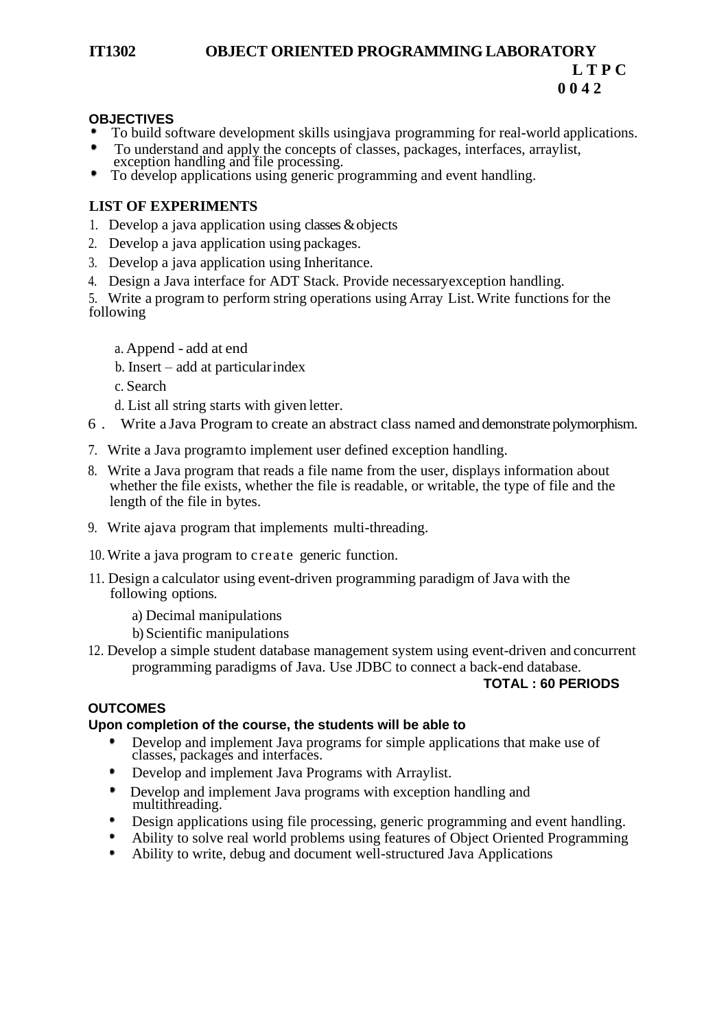**IT1302 OBJECT ORIENTED PROGRAMMING LABORATORY**

**L T P C**
**0 0 4 2**

**OBJECTIVES**

- To build software development skills usingjava programming for real-world applications.
- To understand and apply the concepts of classes, packages, interfaces, arraylist, exception handling and file processing.
- To develop applications using generic programming and event handling.

**LIST OF EXPERIMENTS**

1. Develop a java application using classes & objects
2. Develop a java application using packages.
3. Develop a java application using Inheritance.
4. Design a Java interface for ADT Stack. Provide necessaryexception handling.
5. Write a program to perform string operations using Array List. Write functions for the following
   - a. Append - add at end
   - b. Insert – add at particular index
   - c. Search
   - d. List all string starts with given letter.
6. Write a Java Program to create an abstract class named and demonstrate polymorphism.
7. Write a Java programto implement user defined exception handling.
8. Write a Java program that reads a file name from the user, displays information about whether the file exists, whether the file is readable, or writable, the type of file and the length of the file in bytes.
9. Write ajava program that implements multi-threading.
10. Write a java program to create generic function.
11. Design a calculator using event-driven programming paradigm of Java with the following options.
    - a) Decimal manipulations
    - b) Scientific manipulations
12. Develop a simple student database management system using event-driven and concurrent programming paradigms of Java. Use JDBC to connect a back-end database.

**TOTAL : 60 PERIODS**

**OUTCOMES**

**Upon completion of the course, the students will be able to**

- Develop and implement Java programs for simple applications that make use of classes, packages and interfaces.
- Develop and implement Java Programs with Arraylist.
- Develop and implement Java programs with exception handling and multithreading.
- Design applications using file processing, generic programming and event handling.
- Ability to solve real world problems using features of Object Oriented Programming
- Ability to write, debug and document well-structured Java Applications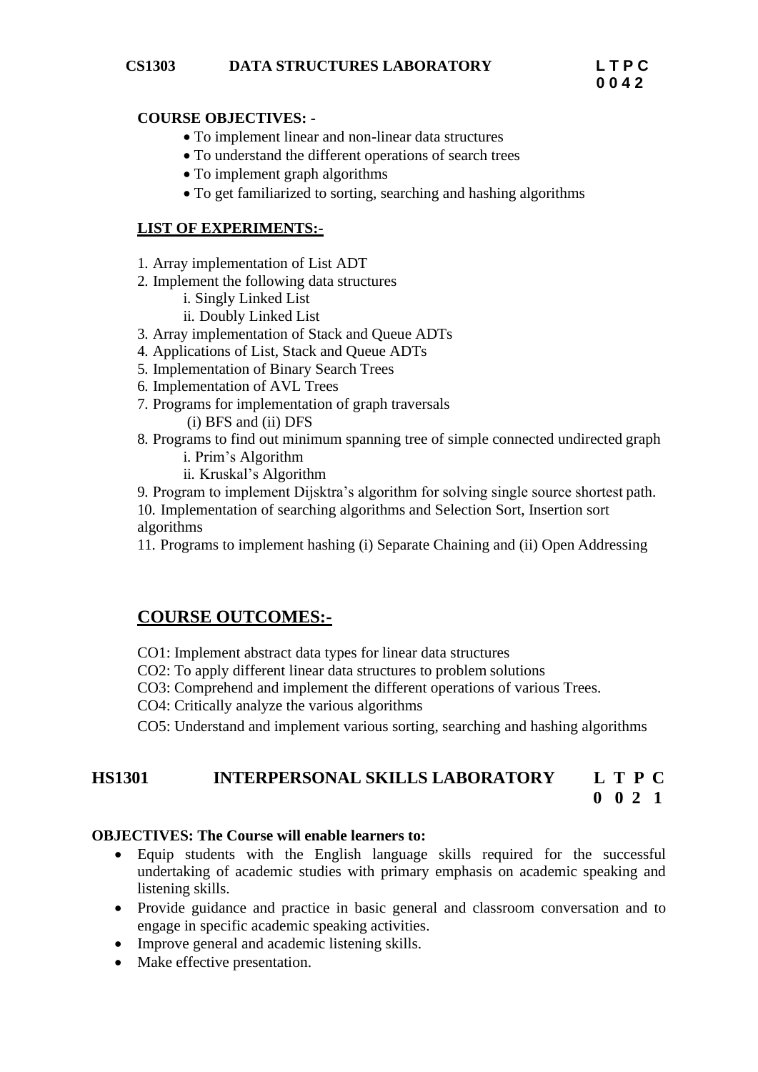**CS1303 DATA STRUCTURES LABORATORY** **L T P C**
**0 0 4 2**

**COURSE OBJECTIVES: -**

- To implement linear and non-linear data structures
- To understand the different operations of search trees
- To implement graph algorithms
- To get familiarized to sorting, searching and hashing algorithms

**LIST OF EXPERIMENTS:-**

1. Array implementation of List ADT
2. Implement the following data structures
   i. Singly Linked List
   ii. Doubly Linked List
3. Array implementation of Stack and Queue ADTs
4. Applications of List, Stack and Queue ADTs
5. Implementation of Binary Search Trees
6. Implementation of AVL Trees
7. Programs for implementation of graph traversals
   (i) BFS and (ii) DFS
8. Programs to find out minimum spanning tree of simple connected undirected graph
   i. Prim's Algorithm
   ii. Kruskal's Algorithm
9. Program to implement Dijsktra's algorithm for solving single source shortest path.
10. Implementation of searching algorithms and Selection Sort, Insertion sort algorithms
11. Programs to implement hashing (i) Separate Chaining and (ii) Open Addressing

## COURSE OUTCOMES:-

CO1: Implement abstract data types for linear data structures

CO2: To apply different linear data structures to problem solutions

CO3: Comprehend and implement the different operations of various Trees.

CO4: Critically analyze the various algorithms

CO5: Understand and implement various sorting, searching and hashing algorithms

## HS1301 INTERPERSONAL SKILLS LABORATORY L T P C
**0 0 2 1**

**OBJECTIVES: The Course will enable learners to:**

- Equip students with the English language skills required for the successful undertaking of academic studies with primary emphasis on academic speaking and listening skills.
- Provide guidance and practice in basic general and classroom conversation and to engage in specific academic speaking activities.
- Improve general and academic listening skills.
- Make effective presentation.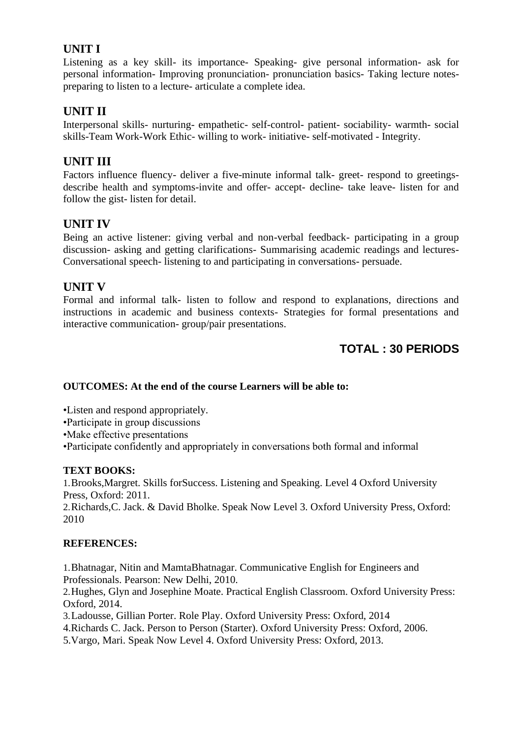## UNIT I

Listening as a key skill- its importance- Speaking- give personal information- ask for personal information- Improving pronunciation- pronunciation basics- Taking lecture notes- preparing to listen to a lecture- articulate a complete idea.

## UNIT II

Interpersonal skills- nurturing- empathetic- self-control- patient- sociability- warmth- social skills-Team Work-Work Ethic- willing to work- initiative- self-motivated - Integrity.

## UNIT III

Factors influence fluency- deliver a five-minute informal talk- greet- respond to greetings- describe health and symptoms-invite and offer- accept- decline- take leave- listen for and follow the gist- listen for detail.

## UNIT IV

Being an active listener: giving verbal and non-verbal feedback- participating in a group discussion- asking and getting clarifications- Summarising academic readings and lectures- Conversational speech- listening to and participating in conversations- persuade.

## UNIT V

Formal and informal talk- listen to follow and respond to explanations, directions and instructions in academic and business contexts- Strategies for formal presentations and interactive communication- group/pair presentations.

**TOTAL : 30 PERIODS**

**OUTCOMES: At the end of the course Learners will be able to:**

•Listen and respond appropriately.
•Participate in group discussions
•Make effective presentations
•Participate confidently and appropriately in conversations both formal and informal

**TEXT BOOKS:**

1. Brooks,Margret. Skills forSuccess. Listening and Speaking. Level 4 Oxford University Press, Oxford: 2011.
2. Richards,C. Jack. & David Bholke. Speak Now Level 3. Oxford University Press, Oxford: 2010

**REFERENCES:**

1. Bhatnagar, Nitin and MamtaBhatnagar. Communicative English for Engineers and Professionals. Pearson: New Delhi, 2010.
2. Hughes, Glyn and Josephine Moate. Practical English Classroom. Oxford University Press: Oxford, 2014.
3. Ladousse, Gillian Porter. Role Play. Oxford University Press: Oxford, 2014
4. Richards C. Jack. Person to Person (Starter). Oxford University Press: Oxford, 2006.
5. Vargo, Mari. Speak Now Level 4. Oxford University Press: Oxford, 2013.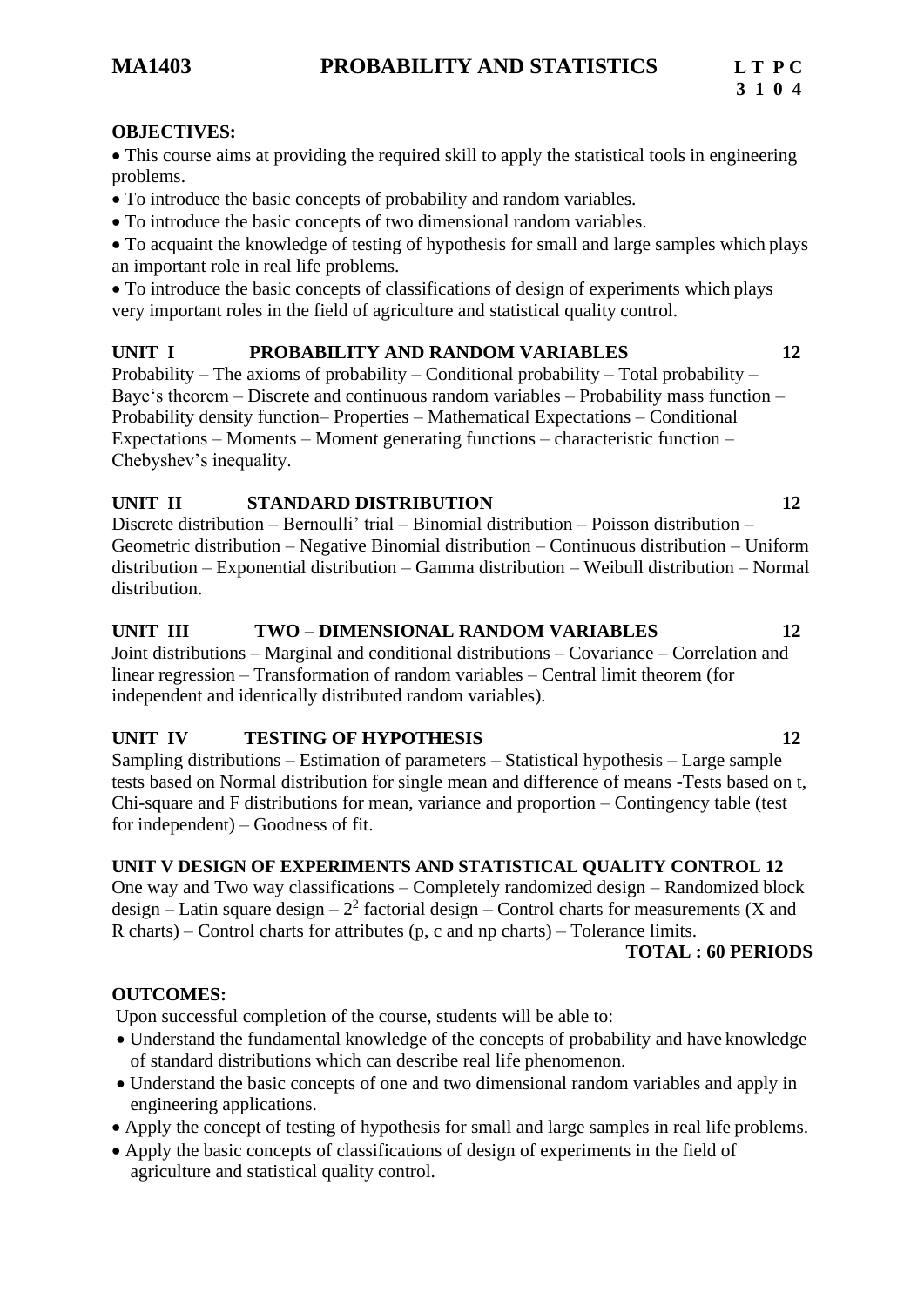# MA1403 PROBABILITY AND STATISTICS

| L | T | P | C |
|---|---|---|---|
| 3 | 1 | 0 | 4 |

**OBJECTIVES:**

- This course aims at providing the required skill to apply the statistical tools in engineering problems.
- To introduce the basic concepts of probability and random variables.
- To introduce the basic concepts of two dimensional random variables.
- To acquaint the knowledge of testing of hypothesis for small and large samples which plays an important role in real life problems.
- To introduce the basic concepts of classifications of design of experiments which plays very important roles in the field of agriculture and statistical quality control.

## UNIT I PROBABILITY AND RANDOM VARIABLES 12

Probability – The axioms of probability – Conditional probability – Total probability – Baye's theorem – Discrete and continuous random variables – Probability mass function – Probability density function– Properties – Mathematical Expectations – Conditional Expectations – Moments – Moment generating functions – characteristic function – Chebyshev's inequality.

## UNIT II STANDARD DISTRIBUTION 12

Discrete distribution – Bernoulli' trial – Binomial distribution – Poisson distribution – Geometric distribution – Negative Binomial distribution – Continuous distribution – Uniform distribution – Exponential distribution – Gamma distribution – Weibull distribution – Normal distribution.

## UNIT III TWO – DIMENSIONAL RANDOM VARIABLES 12

Joint distributions – Marginal and conditional distributions – Covariance – Correlation and linear regression – Transformation of random variables – Central limit theorem (for independent and identically distributed random variables).

## UNIT IV TESTING OF HYPOTHESIS 12

Sampling distributions – Estimation of parameters – Statistical hypothesis – Large sample tests based on Normal distribution for single mean and difference of means -Tests based on t, Chi-square and F distributions for mean, variance and proportion – Contingency table (test for independent) – Goodness of fit.

## UNIT V DESIGN OF EXPERIMENTS AND STATISTICAL QUALITY CONTROL 12

One way and Two way classifications – Completely randomized design – Randomized block design – Latin square design – $2^2$ factorial design – Control charts for measurements (X and R charts) – Control charts for attributes (p, c and np charts) – Tolerance limits.

**TOTAL : 60 PERIODS**

**OUTCOMES:**

Upon successful completion of the course, students will be able to:

- Understand the fundamental knowledge of the concepts of probability and have knowledge of standard distributions which can describe real life phenomenon.
- Understand the basic concepts of one and two dimensional random variables and apply in engineering applications.
- Apply the concept of testing of hypothesis for small and large samples in real life problems.
- Apply the basic concepts of classifications of design of experiments in the field of agriculture and statistical quality control.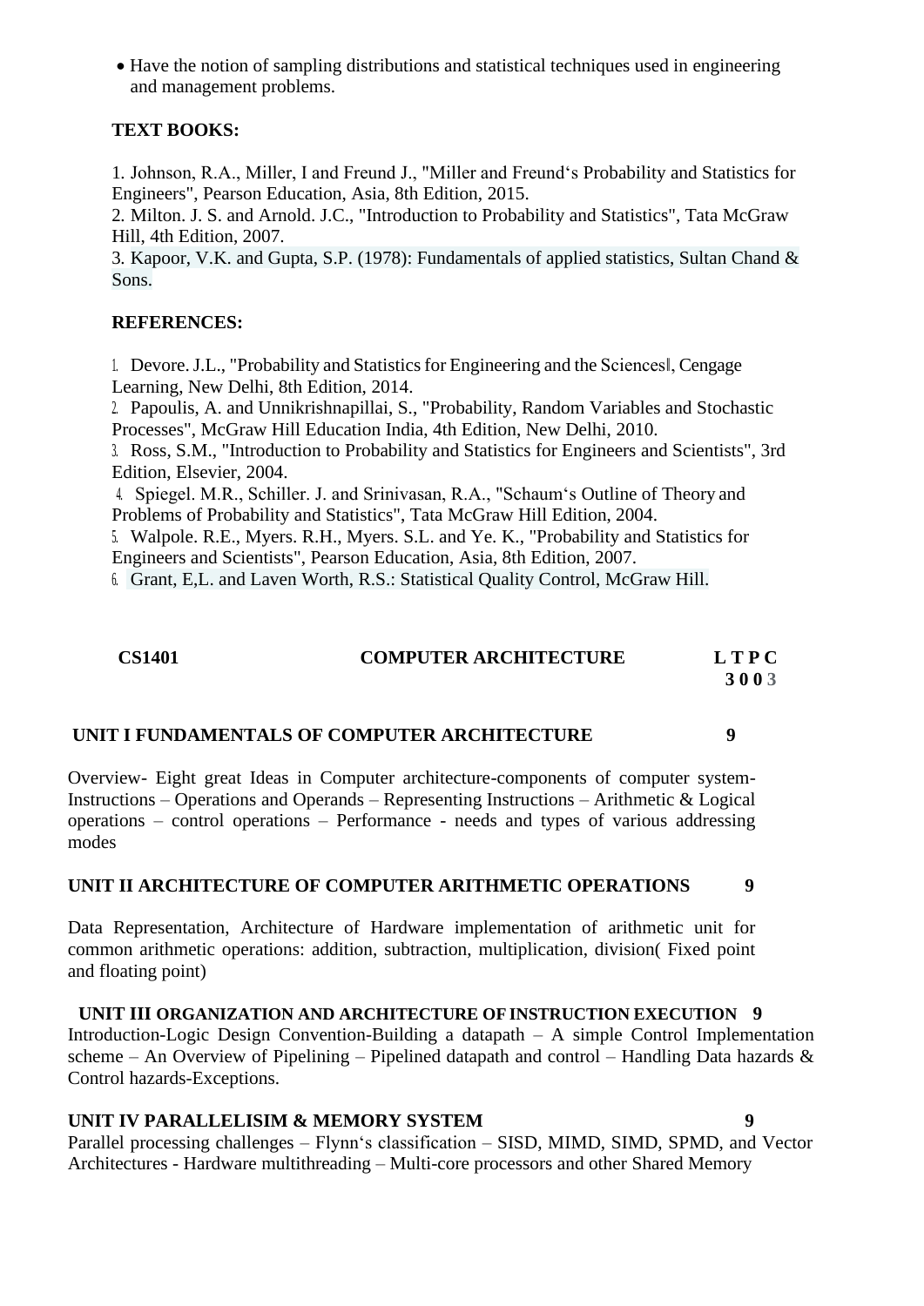- Have the notion of sampling distributions and statistical techniques used in engineering and management problems.

**TEXT BOOKS:**

1. Johnson, R.A., Miller, I and Freund J., "Miller and Freund‘s Probability and Statistics for Engineers", Pearson Education, Asia, 8th Edition, 2015.
2. Milton. J. S. and Arnold. J.C., "Introduction to Probability and Statistics", Tata McGraw Hill, 4th Edition, 2007.
3. Kapoor, V.K. and Gupta, S.P. (1978): Fundamentals of applied statistics, Sultan Chand & Sons.

**REFERENCES:**

1. Devore. J.L., "Probability and Statistics for Engineering and the Sciences‖, Cengage Learning, New Delhi, 8th Edition, 2014.
2. Papoulis, A. and Unnikrishnapillai, S., "Probability, Random Variables and Stochastic Processes", McGraw Hill Education India, 4th Edition, New Delhi, 2010.
3. Ross, S.M., "Introduction to Probability and Statistics for Engineers and Scientists", 3rd Edition, Elsevier, 2004.
4. Spiegel. M.R., Schiller. J. and Srinivasan, R.A., "Schaum‘s Outline of Theory and Problems of Probability and Statistics", Tata McGraw Hill Edition, 2004.
5. Walpole. R.E., Myers. R.H., Myers. S.L. and Ye. K., "Probability and Statistics for Engineers and Scientists", Pearson Education, Asia, 8th Edition, 2007.
6. Grant, E,L. and Laven Worth, R.S.: Statistical Quality Control, McGraw Hill.

| **CS1401** | **COMPUTER ARCHITECTURE** | **L T P C** |
|---|---|---|
| | | **3 0 0 3** |

**UNIT I FUNDAMENTALS OF COMPUTER ARCHITECTURE 9**

Overview- Eight great Ideas in Computer architecture-components of computer system-Instructions – Operations and Operands – Representing Instructions – Arithmetic & Logical operations – control operations – Performance - needs and types of various addressing modes

**UNIT II ARCHITECTURE OF COMPUTER ARITHMETIC OPERATIONS 9**

Data Representation, Architecture of Hardware implementation of arithmetic unit for common arithmetic operations: addition, subtraction, multiplication, division( Fixed point and floating point)

**UNIT III ORGANIZATION AND ARCHITECTURE OF INSTRUCTION EXECUTION 9**

Introduction-Logic Design Convention-Building a datapath – A simple Control Implementation scheme – An Overview of Pipelining – Pipelined datapath and control – Handling Data hazards & Control hazards-Exceptions.

**UNIT IV PARALLELISIM & MEMORY SYSTEM 9**

Parallel processing challenges – Flynn‘s classification – SISD, MIMD, SIMD, SPMD, and Vector Architectures - Hardware multithreading – Multi-core processors and other Shared Memory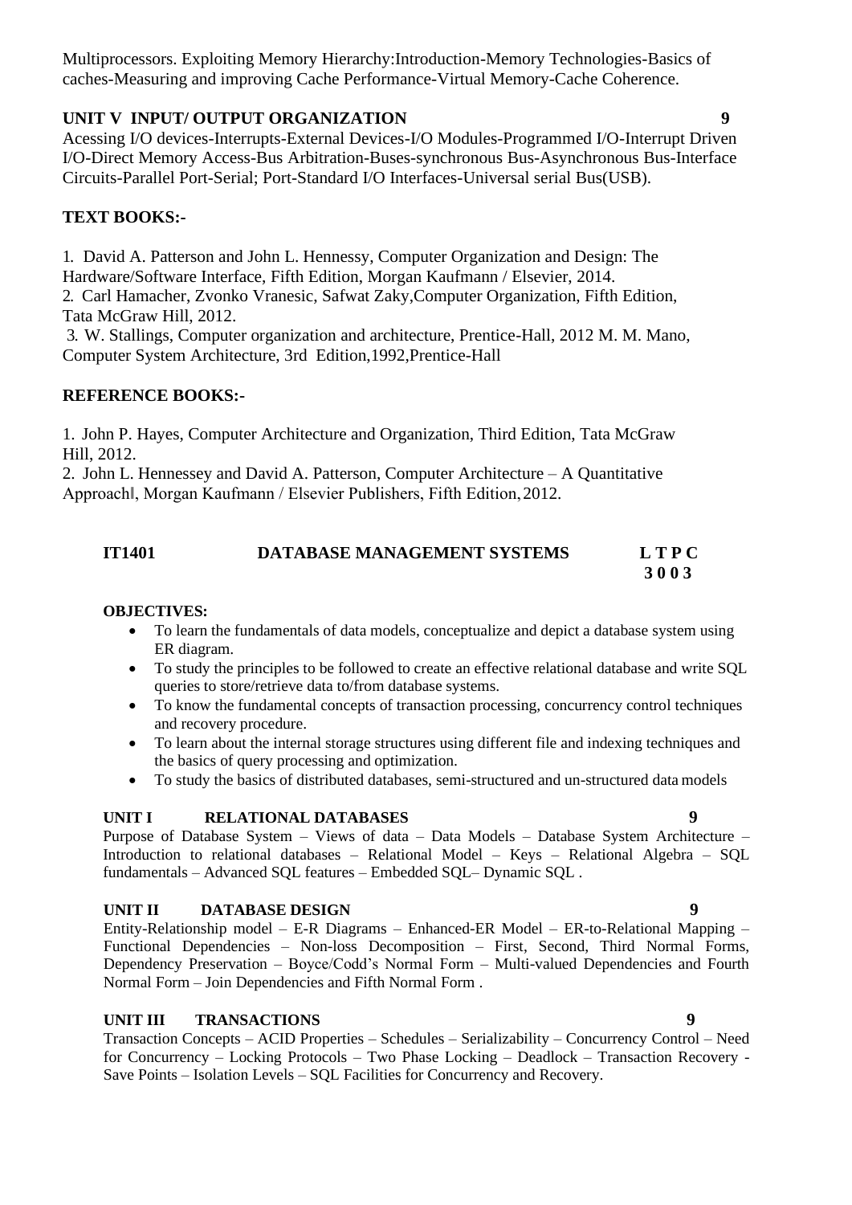Multiprocessors. Exploiting Memory Hierarchy:Introduction-Memory Technologies-Basics of caches-Measuring and improving Cache Performance-Virtual Memory-Cache Coherence.

### UNIT V INPUT/ OUTPUT ORGANIZATION 9

Acessing I/O devices-Interrupts-External Devices-I/O Modules-Programmed I/O-Interrupt Driven I/O-Direct Memory Access-Bus Arbitration-Buses-synchronous Bus-Asynchronous Bus-Interface Circuits-Parallel Port-Serial; Port-Standard I/O Interfaces-Universal serial Bus(USB).

### TEXT BOOKS:-

1. David A. Patterson and John L. Hennessy, Computer Organization and Design: The Hardware/Software Interface, Fifth Edition, Morgan Kaufmann / Elsevier, 2014.
2. Carl Hamacher, Zvonko Vranesic, Safwat Zaky,Computer Organization, Fifth Edition, Tata McGraw Hill, 2012.
3. W. Stallings, Computer organization and architecture, Prentice-Hall, 2012 M. M. Mano, Computer System Architecture, 3rd Edition,1992,Prentice-Hall

### REFERENCE BOOKS:-

1. John P. Hayes, Computer Architecture and Organization, Third Edition, Tata McGraw Hill, 2012.
2. John L. Hennessey and David A. Patterson, Computer Architecture – A Quantitative Approach‖, Morgan Kaufmann / Elsevier Publishers, Fifth Edition, 2012.

## IT1401 DATABASE MANAGEMENT SYSTEMS

| L | T | P | C |
|---|---|---|---|
| 3 | 0 | 0 | 3 |

### OBJECTIVES:

- To learn the fundamentals of data models, conceptualize and depict a database system using ER diagram.
- To study the principles to be followed to create an effective relational database and write SQL queries to store/retrieve data to/from database systems.
- To know the fundamental concepts of transaction processing, concurrency control techniques and recovery procedure.
- To learn about the internal storage structures using different file and indexing techniques and the basics of query processing and optimization.
- To study the basics of distributed databases, semi-structured and un-structured data models

### UNIT I RELATIONAL DATABASES 9

Purpose of Database System – Views of data – Data Models – Database System Architecture – Introduction to relational databases – Relational Model – Keys – Relational Algebra – SQL fundamentals – Advanced SQL features – Embedded SQL– Dynamic SQL .

### UNIT II DATABASE DESIGN 9

Entity-Relationship model – E-R Diagrams – Enhanced-ER Model – ER-to-Relational Mapping – Functional Dependencies – Non-loss Decomposition – First, Second, Third Normal Forms, Dependency Preservation – Boyce/Codd's Normal Form – Multi-valued Dependencies and Fourth Normal Form – Join Dependencies and Fifth Normal Form .

### UNIT III TRANSACTIONS 9

Transaction Concepts – ACID Properties – Schedules – Serializability – Concurrency Control – Need for Concurrency – Locking Protocols – Two Phase Locking – Deadlock – Transaction Recovery - Save Points – Isolation Levels – SQL Facilities for Concurrency and Recovery.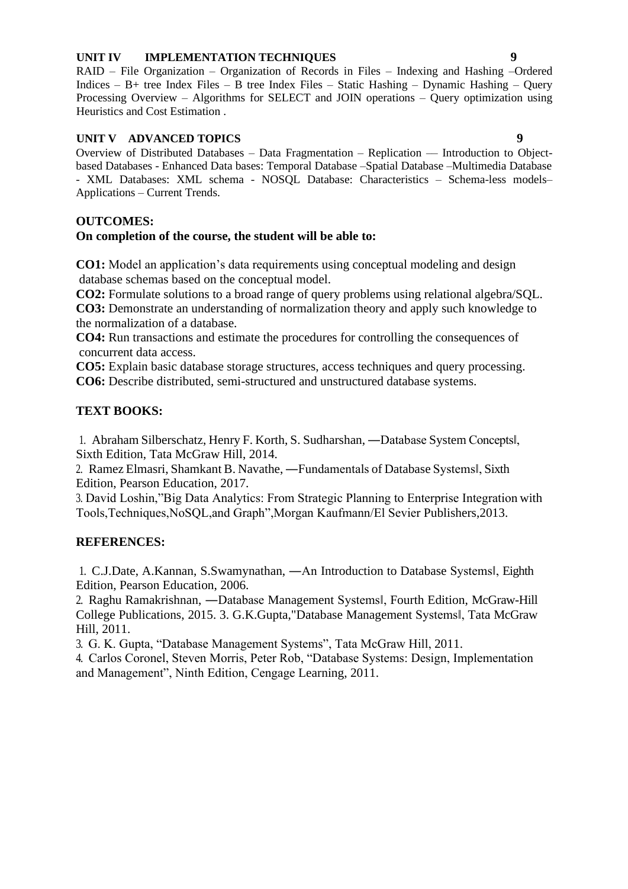**UNIT IV IMPLEMENTATION TECHNIQUES 9**

RAID – File Organization – Organization of Records in Files – Indexing and Hashing –Ordered Indices – B+ tree Index Files – B tree Index Files – Static Hashing – Dynamic Hashing – Query Processing Overview – Algorithms for SELECT and JOIN operations – Query optimization using Heuristics and Cost Estimation .

**UNIT V ADVANCED TOPICS 9**

Overview of Distributed Databases – Data Fragmentation – Replication –– Introduction to Object-based Databases - Enhanced Data bases: Temporal Database –Spatial Database –Multimedia Database - XML Databases: XML schema - NOSQL Database: Characteristics – Schema-less models– Applications – Current Trends.

**OUTCOMES:**

**On completion of the course, the student will be able to:**

**CO1:** Model an application's data requirements using conceptual modeling and design database schemas based on the conceptual model.

**CO2:** Formulate solutions to a broad range of query problems using relational algebra/SQL.

**CO3:** Demonstrate an understanding of normalization theory and apply such knowledge to the normalization of a database.

**CO4:** Run transactions and estimate the procedures for controlling the consequences of concurrent data access.

**CO5:** Explain basic database storage structures, access techniques and query processing.

**CO6:** Describe distributed, semi-structured and unstructured database systems.

**TEXT BOOKS:**

1. Abraham Silberschatz, Henry F. Korth, S. Sudharshan, ―Database System Concepts‖, Sixth Edition, Tata McGraw Hill, 2014.
2. Ramez Elmasri, Shamkant B. Navathe, ―Fundamentals of Database Systems‖, Sixth Edition, Pearson Education, 2017.
3. David Loshin,"Big Data Analytics: From Strategic Planning to Enterprise Integration with Tools,Techniques,NoSQL,and Graph",Morgan Kaufmann/El Sevier Publishers,2013.

**REFERENCES:**

1. C.J.Date, A.Kannan, S.Swamynathan, ―An Introduction to Database Systems‖, Eighth Edition, Pearson Education, 2006.
2. Raghu Ramakrishnan, ―Database Management Systems‖, Fourth Edition, McGraw-Hill College Publications, 2015. 3. G.K.Gupta,"Database Management Systems‖, Tata McGraw Hill, 2011.
3. G. K. Gupta, "Database Management Systems", Tata McGraw Hill, 2011.
4. Carlos Coronel, Steven Morris, Peter Rob, "Database Systems: Design, Implementation and Management", Ninth Edition, Cengage Learning, 2011.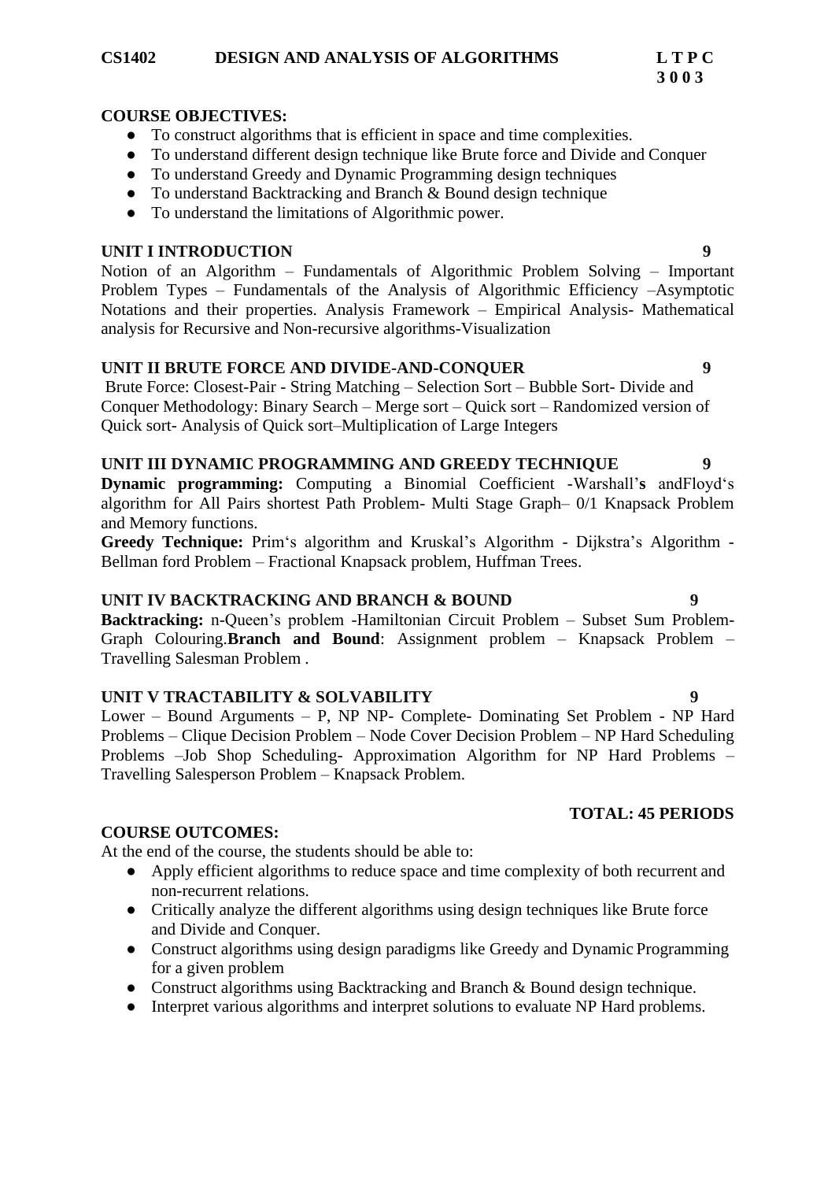**CS1402 DESIGN AND ANALYSIS OF ALGORITHMS L T P C**
**3 0 0 3**

**COURSE OBJECTIVES:**

- To construct algorithms that is efficient in space and time complexities.
- To understand different design technique like Brute force and Divide and Conquer
- To understand Greedy and Dynamic Programming design techniques
- To understand Backtracking and Branch & Bound design technique
- To understand the limitations of Algorithmic power.

**UNIT I INTRODUCTION 9**

Notion of an Algorithm – Fundamentals of Algorithmic Problem Solving – Important Problem Types – Fundamentals of the Analysis of Algorithmic Efficiency –Asymptotic Notations and their properties. Analysis Framework – Empirical Analysis- Mathematical analysis for Recursive and Non-recursive algorithms-Visualization

**UNIT II BRUTE FORCE AND DIVIDE-AND-CONQUER 9**

Brute Force: Closest-Pair - String Matching – Selection Sort – Bubble Sort- Divide and Conquer Methodology: Binary Search – Merge sort – Quick sort – Randomized version of Quick sort- Analysis of Quick sort–Multiplication of Large Integers

**UNIT III DYNAMIC PROGRAMMING AND GREEDY TECHNIQUE 9**

**Dynamic programming:** Computing a Binomial Coefficient -Warshall'**s** andFloyd's algorithm for All Pairs shortest Path Problem- Multi Stage Graph– 0/1 Knapsack Problem and Memory functions.

**Greedy Technique:** Prim's algorithm and Kruskal's Algorithm - Dijkstra's Algorithm - Bellman ford Problem – Fractional Knapsack problem, Huffman Trees.

**UNIT IV BACKTRACKING AND BRANCH & BOUND 9**

**Backtracking:** n-Queen's problem -Hamiltonian Circuit Problem – Subset Sum Problem-Graph Colouring.**Branch and Bound**: Assignment problem – Knapsack Problem – Travelling Salesman Problem .

**UNIT V TRACTABILITY & SOLVABILITY 9**

Lower – Bound Arguments – P, NP NP- Complete- Dominating Set Problem - NP Hard Problems – Clique Decision Problem – Node Cover Decision Problem – NP Hard Scheduling Problems –Job Shop Scheduling- Approximation Algorithm for NP Hard Problems – Travelling Salesperson Problem – Knapsack Problem.

**TOTAL: 45 PERIODS**

**COURSE OUTCOMES:**

At the end of the course, the students should be able to:

- Apply efficient algorithms to reduce space and time complexity of both recurrent and non-recurrent relations.
- Critically analyze the different algorithms using design techniques like Brute force and Divide and Conquer.
- Construct algorithms using design paradigms like Greedy and Dynamic Programming for a given problem
- Construct algorithms using Backtracking and Branch & Bound design technique.
- Interpret various algorithms and interpret solutions to evaluate NP Hard problems.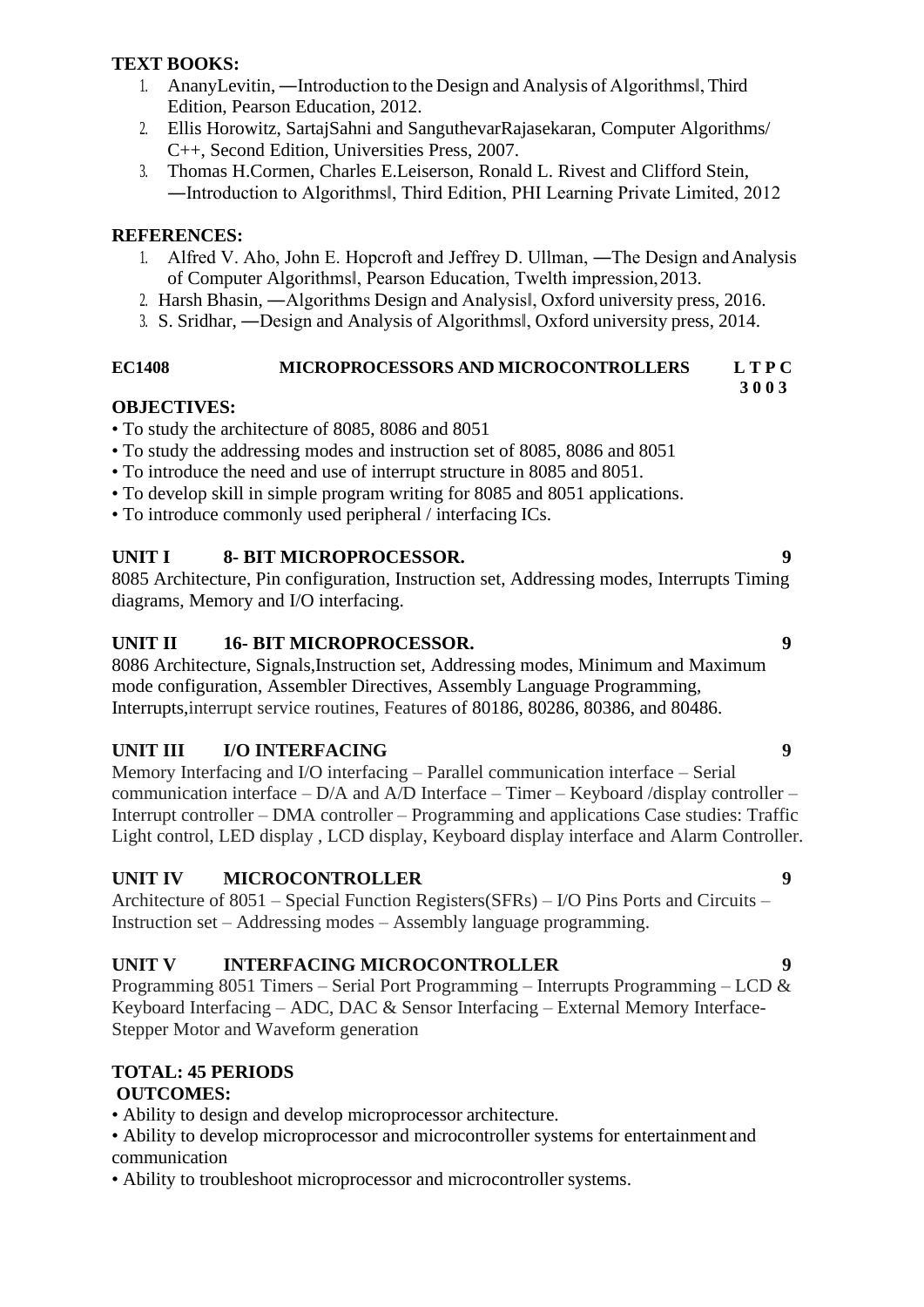**TEXT BOOKS:**

1. AnanyLevitin, ―Introduction to the Design and Analysis of Algorithms‖, Third Edition, Pearson Education, 2012.
2. Ellis Horowitz, SartajSahni and SanguthevarRajasekaran, Computer Algorithms/ C++, Second Edition, Universities Press, 2007.
3. Thomas H.Cormen, Charles E.Leiserson, Ronald L. Rivest and Clifford Stein, ―Introduction to Algorithms‖, Third Edition, PHI Learning Private Limited, 2012

**REFERENCES:**

1. Alfred V. Aho, John E. Hopcroft and Jeffrey D. Ullman, ―The Design and Analysis of Computer Algorithms‖, Pearson Education, Twelth impression, 2013.
2. Harsh Bhasin, ―Algorithms Design and Analysis‖, Oxford university press, 2016.
3. S. Sridhar, ―Design and Analysis of Algorithms‖, Oxford university press, 2014.

**EC1408 MICROPROCESSORS AND MICROCONTROLLERS L T P C**
**3 0 0 3**

**OBJECTIVES:**

- To study the architecture of 8085, 8086 and 8051
- To study the addressing modes and instruction set of 8085, 8086 and 8051
- To introduce the need and use of interrupt structure in 8085 and 8051.
- To develop skill in simple program writing for 8085 and 8051 applications.
- To introduce commonly used peripheral / interfacing ICs.

**UNIT I 8- BIT MICROPROCESSOR. 9**

8085 Architecture, Pin configuration, Instruction set, Addressing modes, Interrupts Timing diagrams, Memory and I/O interfacing.

**UNIT II 16- BIT MICROPROCESSOR. 9**

8086 Architecture, Signals,Instruction set, Addressing modes, Minimum and Maximum mode configuration, Assembler Directives, Assembly Language Programming, Interrupts,interrupt service routines, Features of 80186, 80286, 80386, and 80486.

**UNIT III I/O INTERFACING 9**

Memory Interfacing and I/O interfacing – Parallel communication interface – Serial communication interface – D/A and A/D Interface – Timer – Keyboard /display controller – Interrupt controller – DMA controller – Programming and applications Case studies: Traffic Light control, LED display , LCD display, Keyboard display interface and Alarm Controller.

**UNIT IV MICROCONTROLLER 9**

Architecture of 8051 – Special Function Registers(SFRs) – I/O Pins Ports and Circuits – Instruction set – Addressing modes – Assembly language programming.

**UNIT V INTERFACING MICROCONTROLLER 9**

Programming 8051 Timers – Serial Port Programming – Interrupts Programming – LCD & Keyboard Interfacing – ADC, DAC & Sensor Interfacing – External Memory Interface- Stepper Motor and Waveform generation

**TOTAL: 45 PERIODS**

**OUTCOMES:**

- Ability to design and develop microprocessor architecture.
- Ability to develop microprocessor and microcontroller systems for entertainment and communication
- Ability to troubleshoot microprocessor and microcontroller systems.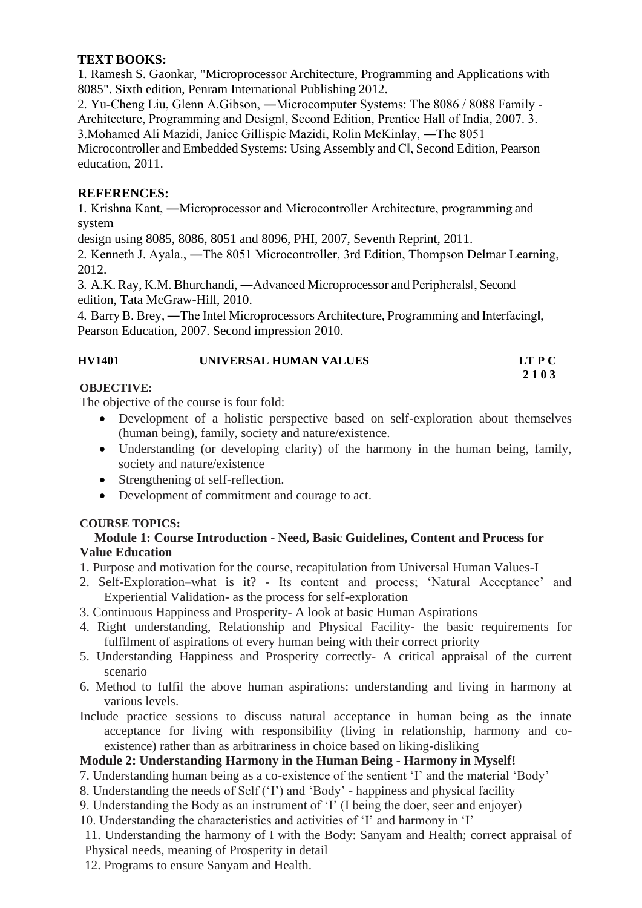**TEXT BOOKS:**

1. Ramesh S. Gaonkar, "Microprocessor Architecture, Programming and Applications with 8085". Sixth edition, Penram International Publishing 2012.
2. Yu-Cheng Liu, Glenn A.Gibson, ―Microcomputer Systems: The 8086 / 8088 Family - Architecture, Programming and Design‖, Second Edition, Prentice Hall of India, 2007. 3.
3.Mohamed Ali Mazidi, Janice Gillispie Mazidi, Rolin McKinlay, ―The 8051 Microcontroller and Embedded Systems: Using Assembly and C‖, Second Edition, Pearson education, 2011.

**REFERENCES:**

1. Krishna Kant, ―Microprocessor and Microcontroller Architecture, programming and system
design using 8085, 8086, 8051 and 8096, PHI, 2007, Seventh Reprint, 2011.
2. Kenneth J. Ayala., ―The 8051 Microcontroller, 3rd Edition, Thompson Delmar Learning, 2012.
3. A.K. Ray, K.M. Bhurchandi, ―Advanced Microprocessor and Peripherals‖, Second edition, Tata McGraw-Hill, 2010.
4. Barry B. Brey, ―The Intel Microprocessors Architecture, Programming and Interfacing‖, Pearson Education, 2007. Second impression 2010.

**HV1401 UNIVERSAL HUMAN VALUES LT P C**
**2 1 0 3**

**OBJECTIVE:**

The objective of the course is four fold:

- Development of a holistic perspective based on self-exploration about themselves (human being), family, society and nature/existence.
- Understanding (or developing clarity) of the harmony in the human being, family, society and nature/existence
- Strengthening of self-reflection.
- Development of commitment and courage to act.

**COURSE TOPICS:**

**Module 1: Course Introduction - Need, Basic Guidelines, Content and Process for Value Education**

1. Purpose and motivation for the course, recapitulation from Universal Human Values-I
2. Self-Exploration–what is it? - Its content and process; 'Natural Acceptance' and Experiential Validation- as the process for self-exploration
3. Continuous Happiness and Prosperity- A look at basic Human Aspirations
4. Right understanding, Relationship and Physical Facility- the basic requirements for fulfilment of aspirations of every human being with their correct priority
5. Understanding Happiness and Prosperity correctly- A critical appraisal of the current scenario
6. Method to fulfil the above human aspirations: understanding and living in harmony at various levels.

Include practice sessions to discuss natural acceptance in human being as the innate acceptance for living with responsibility (living in relationship, harmony and co-existence) rather than as arbitrariness in choice based on liking-disliking

**Module 2: Understanding Harmony in the Human Being - Harmony in Myself!**

7. Understanding human being as a co-existence of the sentient 'I' and the material 'Body'
8. Understanding the needs of Self ('I') and 'Body' - happiness and physical facility
9. Understanding the Body as an instrument of 'I' (I being the doer, seer and enjoyer)
10. Understanding the characteristics and activities of 'I' and harmony in 'I'
11. Understanding the harmony of I with the Body: Sanyam and Health; correct appraisal of Physical needs, meaning of Prosperity in detail
12. Programs to ensure Sanyam and Health.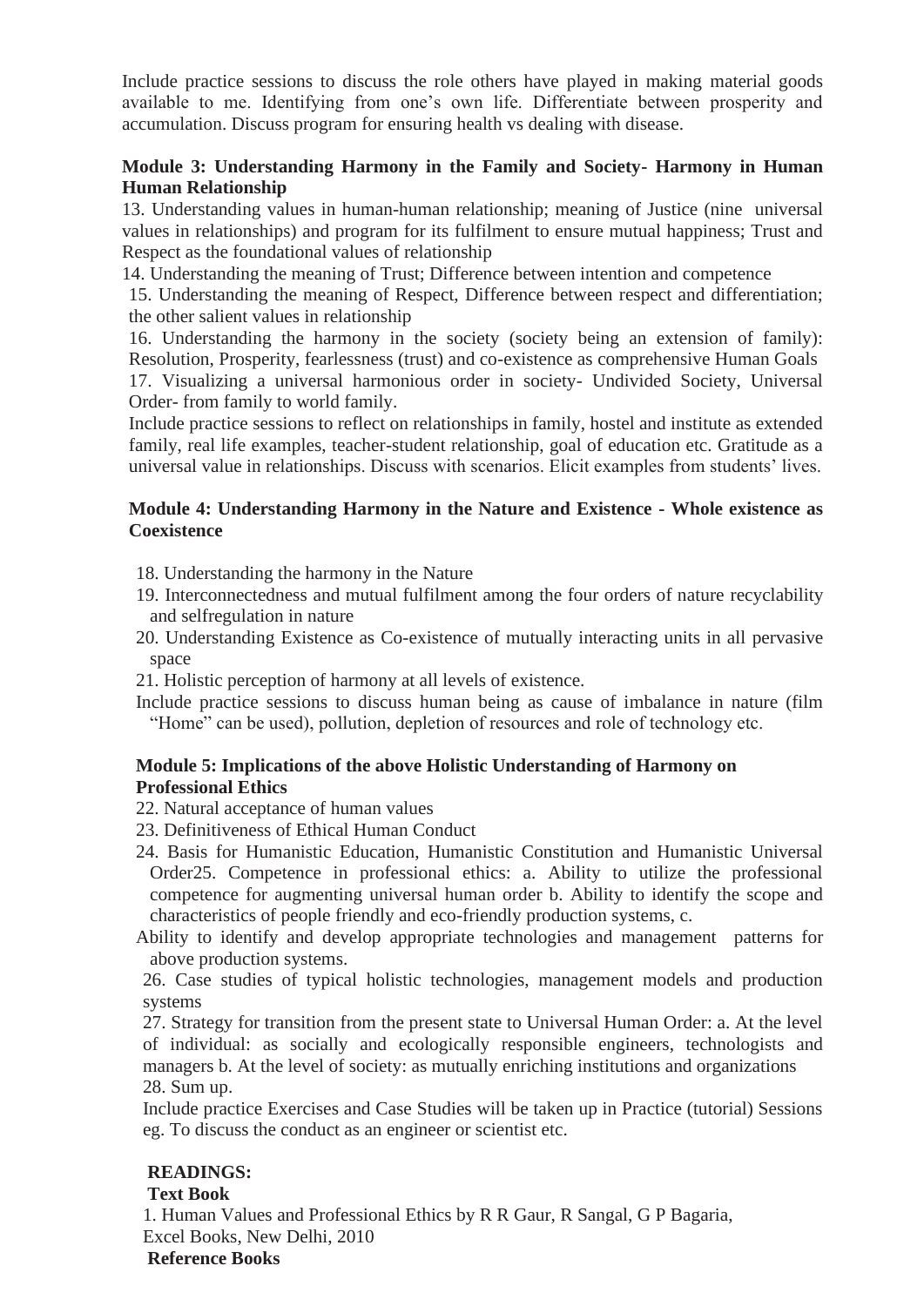Include practice sessions to discuss the role others have played in making material goods available to me. Identifying from one's own life. Differentiate between prosperity and accumulation. Discuss program for ensuring health vs dealing with disease.

**Module 3: Understanding Harmony in the Family and Society- Harmony in Human Human Relationship**

13. Understanding values in human-human relationship; meaning of Justice (nine universal values in relationships) and program for its fulfilment to ensure mutual happiness; Trust and Respect as the foundational values of relationship
14. Understanding the meaning of Trust; Difference between intention and competence
15. Understanding the meaning of Respect, Difference between respect and differentiation; the other salient values in relationship
16. Understanding the harmony in the society (society being an extension of family): Resolution, Prosperity, fearlessness (trust) and co-existence as comprehensive Human Goals
17. Visualizing a universal harmonious order in society- Undivided Society, Universal Order- from family to world family.

Include practice sessions to reflect on relationships in family, hostel and institute as extended family, real life examples, teacher-student relationship, goal of education etc. Gratitude as a universal value in relationships. Discuss with scenarios. Elicit examples from students' lives.

**Module 4: Understanding Harmony in the Nature and Existence - Whole existence as Coexistence**

18. Understanding the harmony in the Nature
19. Interconnectedness and mutual fulfilment among the four orders of nature recyclability and selfregulation in nature
20. Understanding Existence as Co-existence of mutually interacting units in all pervasive space
21. Holistic perception of harmony at all levels of existence.

Include practice sessions to discuss human being as cause of imbalance in nature (film "Home" can be used), pollution, depletion of resources and role of technology etc.

**Module 5: Implications of the above Holistic Understanding of Harmony on Professional Ethics**

22. Natural acceptance of human values
23. Definitiveness of Ethical Human Conduct
24. Basis for Humanistic Education, Humanistic Constitution and Humanistic Universal Order25. Competence in professional ethics: a. Ability to utilize the professional competence for augmenting universal human order b. Ability to identify the scope and characteristics of people friendly and eco-friendly production systems, c. Ability to identify and develop appropriate technologies and management patterns for above production systems.
26. Case studies of typical holistic technologies, management models and production systems
27. Strategy for transition from the present state to Universal Human Order: a. At the level of individual: as socially and ecologically responsible engineers, technologists and managers b. At the level of society: as mutually enriching institutions and organizations
28. Sum up.

Include practice Exercises and Case Studies will be taken up in Practice (tutorial) Sessions eg. To discuss the conduct as an engineer or scientist etc.

**READINGS:**

**Text Book**

1. Human Values and Professional Ethics by R R Gaur, R Sangal, G P Bagaria, Excel Books, New Delhi, 2010

**Reference Books**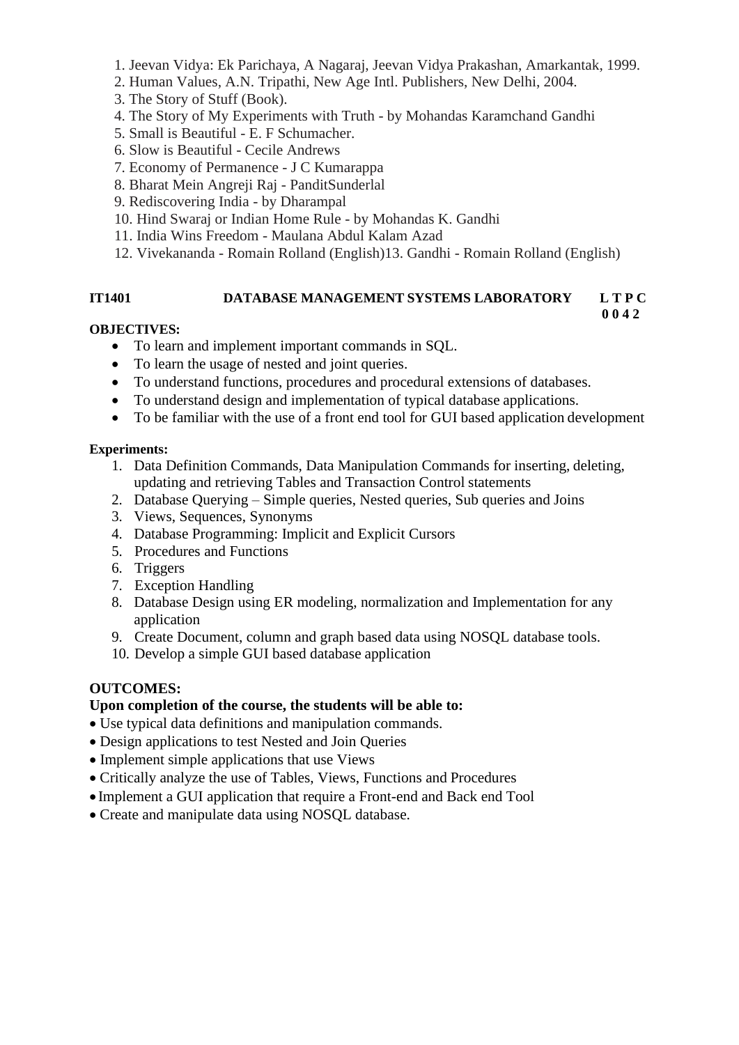1. Jeevan Vidya: Ek Parichaya, A Nagaraj, Jeevan Vidya Prakashan, Amarkantak, 1999.
2. Human Values, A.N. Tripathi, New Age Intl. Publishers, New Delhi, 2004.
3. The Story of Stuff (Book).
4. The Story of My Experiments with Truth - by Mohandas Karamchand Gandhi
5. Small is Beautiful - E. F Schumacher.
6. Slow is Beautiful - Cecile Andrews
7. Economy of Permanence - J C Kumarappa
8. Bharat Mein Angreji Raj - PanditSunderlal
9. Rediscovering India - by Dharampal
10. Hind Swaraj or Indian Home Rule - by Mohandas K. Gandhi
11. India Wins Freedom - Maulana Abdul Kalam Azad
12. Vivekananda - Romain Rolland (English)13. Gandhi - Romain Rolland (English)

**IT1401 DATABASE MANAGEMENT SYSTEMS LABORATORY L T P C**
**0 0 4 2**

**OBJECTIVES:**

- To learn and implement important commands in SQL.
- To learn the usage of nested and joint queries.
- To understand functions, procedures and procedural extensions of databases.
- To understand design and implementation of typical database applications.
- To be familiar with the use of a front end tool for GUI based application development

**Experiments:**

1. Data Definition Commands, Data Manipulation Commands for inserting, deleting, updating and retrieving Tables and Transaction Control statements
2. Database Querying – Simple queries, Nested queries, Sub queries and Joins
3. Views, Sequences, Synonyms
4. Database Programming: Implicit and Explicit Cursors
5. Procedures and Functions
6. Triggers
7. Exception Handling
8. Database Design using ER modeling, normalization and Implementation for any application
9. Create Document, column and graph based data using NOSQL database tools.
10. Develop a simple GUI based database application

**OUTCOMES:**

**Upon completion of the course, the students will be able to:**

- Use typical data definitions and manipulation commands.
- Design applications to test Nested and Join Queries
- Implement simple applications that use Views
- Critically analyze the use of Tables, Views, Functions and Procedures
- Implement a GUI application that require a Front-end and Back end Tool
- Create and manipulate data using NOSQL database.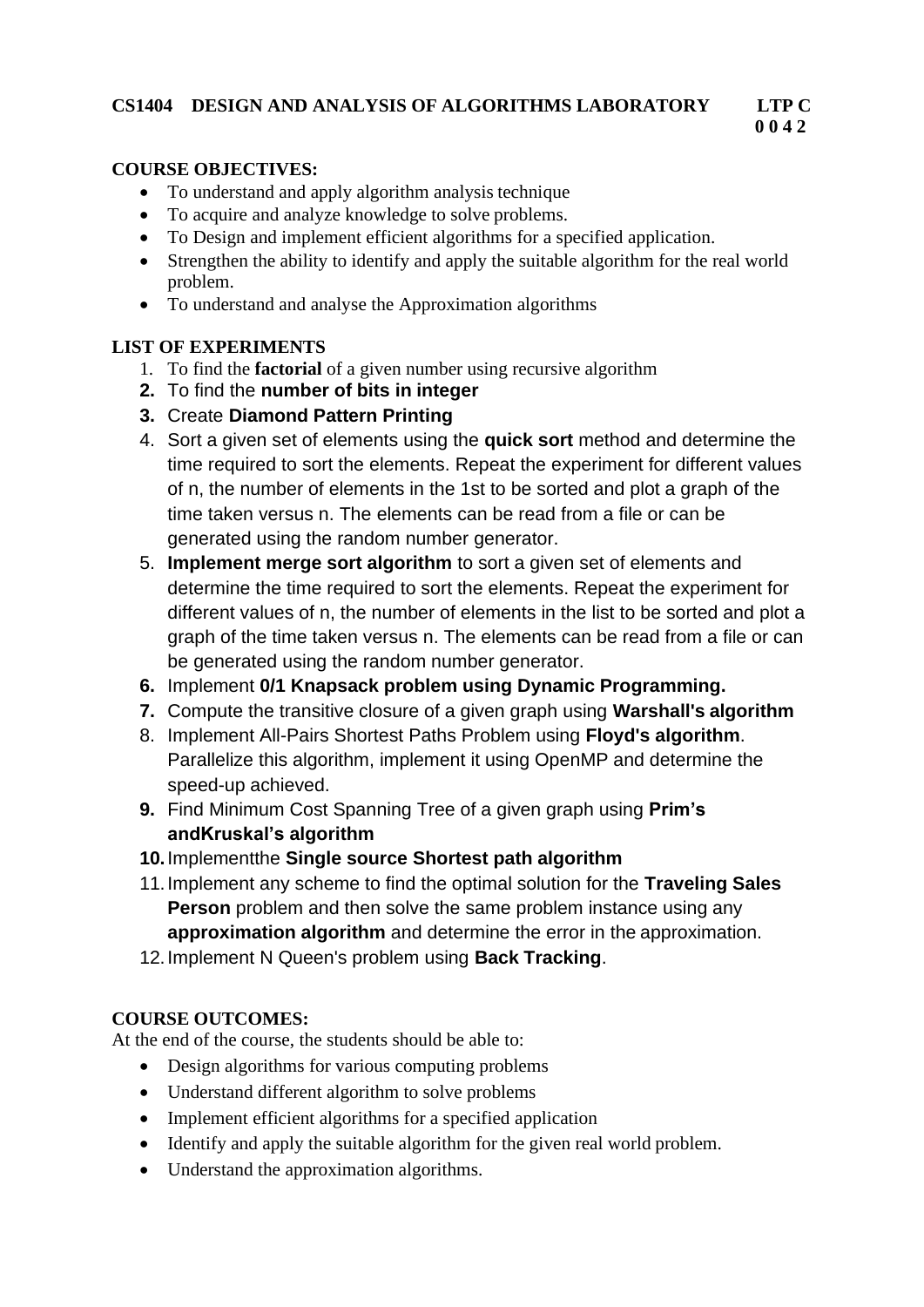**CS1404 DESIGN AND ANALYSIS OF ALGORITHMS LABORATORY LTP C 0 0 4 2**

## COURSE OBJECTIVES:

- To understand and apply algorithm analysis technique
- To acquire and analyze knowledge to solve problems.
- To Design and implement efficient algorithms for a specified application.
- Strengthen the ability to identify and apply the suitable algorithm for the real world problem.
- To understand and analyse the Approximation algorithms

## LIST OF EXPERIMENTS

1. To find the **factorial** of a given number using recursive algorithm
2. To find the **number of bits in integer**
3. Create **Diamond Pattern Printing**
4. Sort a given set of elements using the **quick sort** method and determine the time required to sort the elements. Repeat the experiment for different values of n, the number of elements in the 1st to be sorted and plot a graph of the time taken versus n. The elements can be read from a file or can be generated using the random number generator.
5. **Implement merge sort algorithm** to sort a given set of elements and determine the time required to sort the elements. Repeat the experiment for different values of n, the number of elements in the list to be sorted and plot a graph of the time taken versus n. The elements can be read from a file or can be generated using the random number generator.
6. Implement **0/1 Knapsack problem using Dynamic Programming.**
7. Compute the transitive closure of a given graph using **Warshall's algorithm**
8. Implement All-Pairs Shortest Paths Problem using **Floyd's algorithm**. Parallelize this algorithm, implement it using OpenMP and determine the speed-up achieved.
9. Find Minimum Cost Spanning Tree of a given graph using **Prim's andKruskal's algorithm**
10. Implementthe **Single source Shortest path algorithm**
11. Implement any scheme to find the optimal solution for the **Traveling Sales Person** problem and then solve the same problem instance using any **approximation algorithm** and determine the error in the approximation.
12. Implement N Queen's problem using **Back Tracking**.

## COURSE OUTCOMES:

At the end of the course, the students should be able to:

- Design algorithms for various computing problems
- Understand different algorithm to solve problems
- Implement efficient algorithms for a specified application
- Identify and apply the suitable algorithm for the given real world problem.
- Understand the approximation algorithms.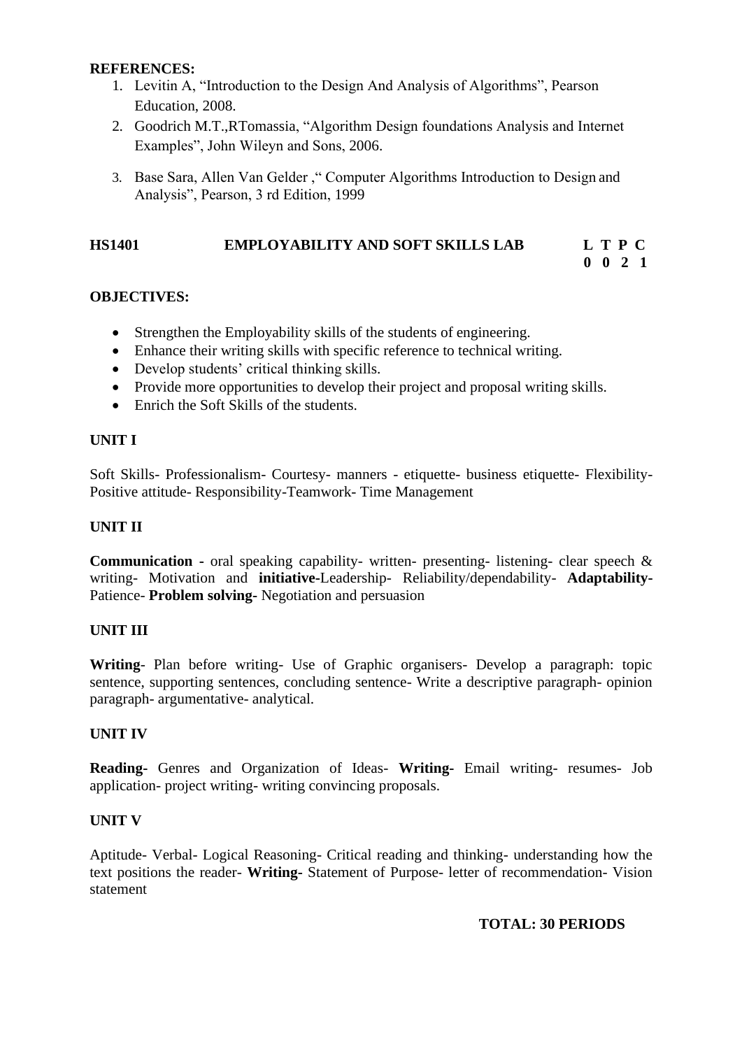**REFERENCES:**

1. Levitin A, "Introduction to the Design And Analysis of Algorithms", Pearson Education, 2008.
2. Goodrich M.T.,RTomassia, "Algorithm Design foundations Analysis and Internet Examples", John Wileyn and Sons, 2006.
3. Base Sara, Allen Van Gelder ," Computer Algorithms Introduction to Design and Analysis", Pearson, 3 rd Edition, 1999

| **HS1401** | **EMPLOYABILITY AND SOFT SKILLS LAB** | **L T P C** |
|---|---|---|
| | | **0 0 2 1** |

**OBJECTIVES:**

- Strengthen the Employability skills of the students of engineering.
- Enhance their writing skills with specific reference to technical writing.
- Develop students' critical thinking skills.
- Provide more opportunities to develop their project and proposal writing skills.
- Enrich the Soft Skills of the students.

**UNIT I**

Soft Skills- Professionalism- Courtesy- manners - etiquette- business etiquette- Flexibility-Positive attitude- Responsibility-Teamwork- Time Management

**UNIT II**

**Communication -** oral speaking capability- written- presenting- listening- clear speech & writing- Motivation and **initiative-**Leadership- Reliability/dependability- **Adaptability-**Patience- **Problem solving**- Negotiation and persuasion

**UNIT III**

**Writing**- Plan before writing- Use of Graphic organisers- Develop a paragraph: topic sentence, supporting sentences, concluding sentence- Write a descriptive paragraph- opinion paragraph- argumentative- analytical.

**UNIT IV**

**Reading-** Genres and Organization of Ideas- **Writing-** Email writing- resumes- Job application- project writing- writing convincing proposals.

**UNIT V**

Aptitude- Verbal- Logical Reasoning- Critical reading and thinking- understanding how the text positions the reader- **Writing**- Statement of Purpose- letter of recommendation- Vision statement

**TOTAL: 30 PERIODS**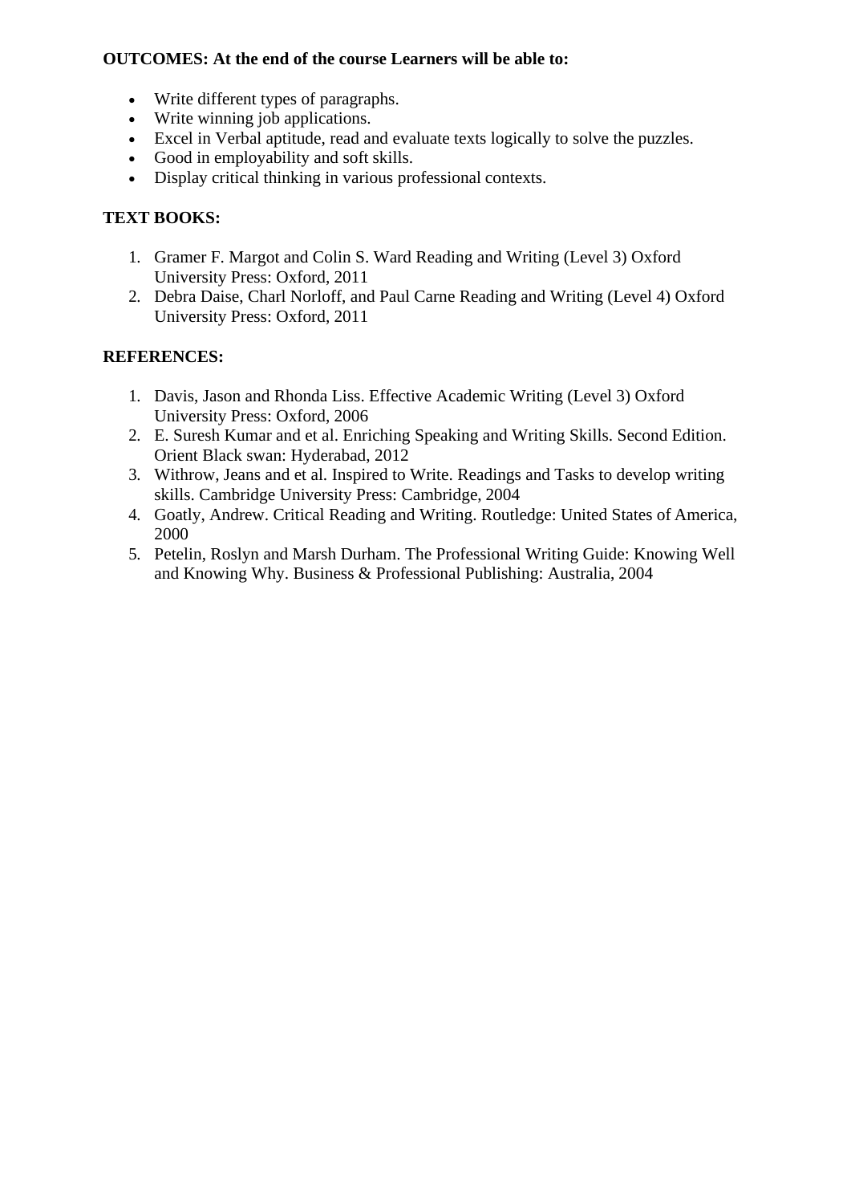**OUTCOMES: At the end of the course Learners will be able to:**

- Write different types of paragraphs.
- Write winning job applications.
- Excel in Verbal aptitude, read and evaluate texts logically to solve the puzzles.
- Good in employability and soft skills.
- Display critical thinking in various professional contexts.

**TEXT BOOKS:**

1. Gramer F. Margot and Colin S. Ward Reading and Writing (Level 3) Oxford University Press: Oxford, 2011
2. Debra Daise, Charl Norloff, and Paul Carne Reading and Writing (Level 4) Oxford University Press: Oxford, 2011

**REFERENCES:**

1. Davis, Jason and Rhonda Liss. Effective Academic Writing (Level 3) Oxford University Press: Oxford, 2006
2. E. Suresh Kumar and et al. Enriching Speaking and Writing Skills. Second Edition. Orient Black swan: Hyderabad, 2012
3. Withrow, Jeans and et al. Inspired to Write. Readings and Tasks to develop writing skills. Cambridge University Press: Cambridge, 2004
4. Goatly, Andrew. Critical Reading and Writing. Routledge: United States of America, 2000
5. Petelin, Roslyn and Marsh Durham. The Professional Writing Guide: Knowing Well and Knowing Why. Business & Professional Publishing: Australia, 2004